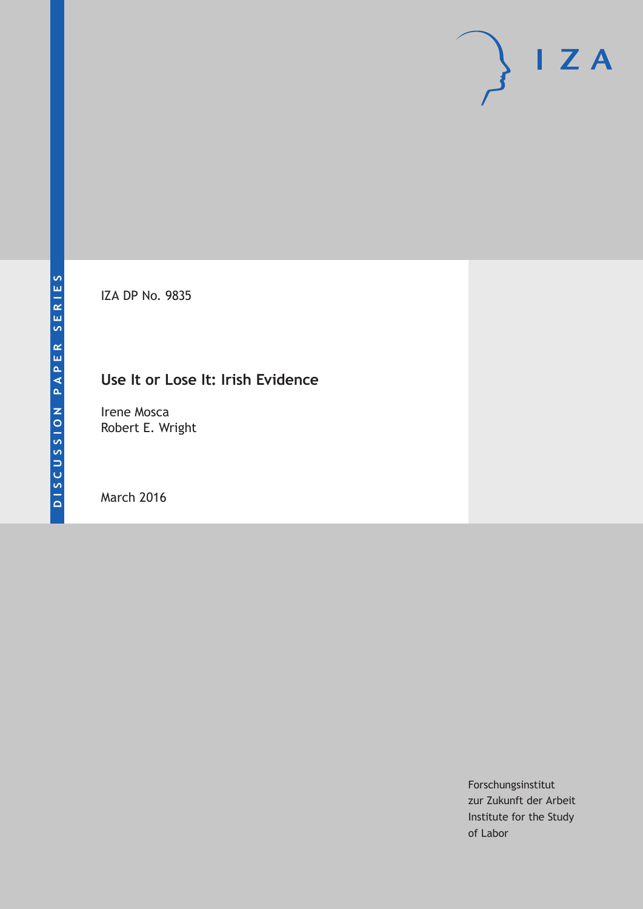DISCUSSION PAPER SERIES

IZA DP No. 9835

# Use It or Lose It: Irish Evidence

Irene Mosca
Robert E. Wright

March 2016

Forschungsinstitut
zur Zukunft der Arbeit
Institute for the Study
of Labor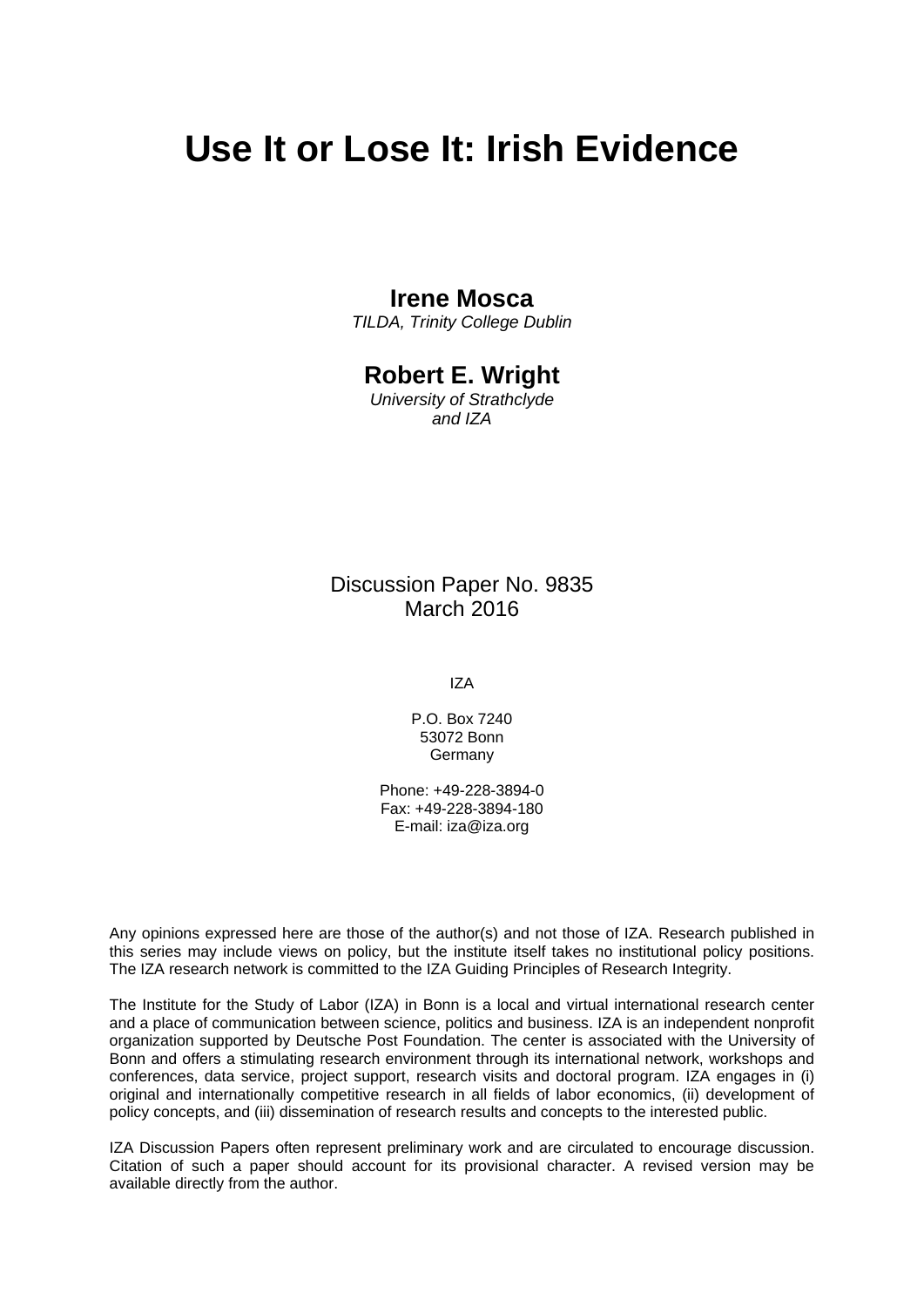# Use It or Lose It: Irish Evidence

**Irene Mosca**
*TILDA, Trinity College Dublin*

**Robert E. Wright**
*University of Strathclyde and IZA*

Discussion Paper No. 9835
March 2016

IZA

P.O. Box 7240
53072 Bonn
Germany

Phone: +49-228-3894-0
Fax: +49-228-3894-180
E-mail: iza@iza.org

Any opinions expressed here are those of the author(s) and not those of IZA. Research published in this series may include views on policy, but the institute itself takes no institutional policy positions. The IZA research network is committed to the IZA Guiding Principles of Research Integrity.

The Institute for the Study of Labor (IZA) in Bonn is a local and virtual international research center and a place of communication between science, politics and business. IZA is an independent nonprofit organization supported by Deutsche Post Foundation. The center is associated with the University of Bonn and offers a stimulating research environment through its international network, workshops and conferences, data service, project support, research visits and doctoral program. IZA engages in (i) original and internationally competitive research in all fields of labor economics, (ii) development of policy concepts, and (iii) dissemination of research results and concepts to the interested public.

IZA Discussion Papers often represent preliminary work and are circulated to encourage discussion. Citation of such a paper should account for its provisional character. A revised version may be available directly from the author.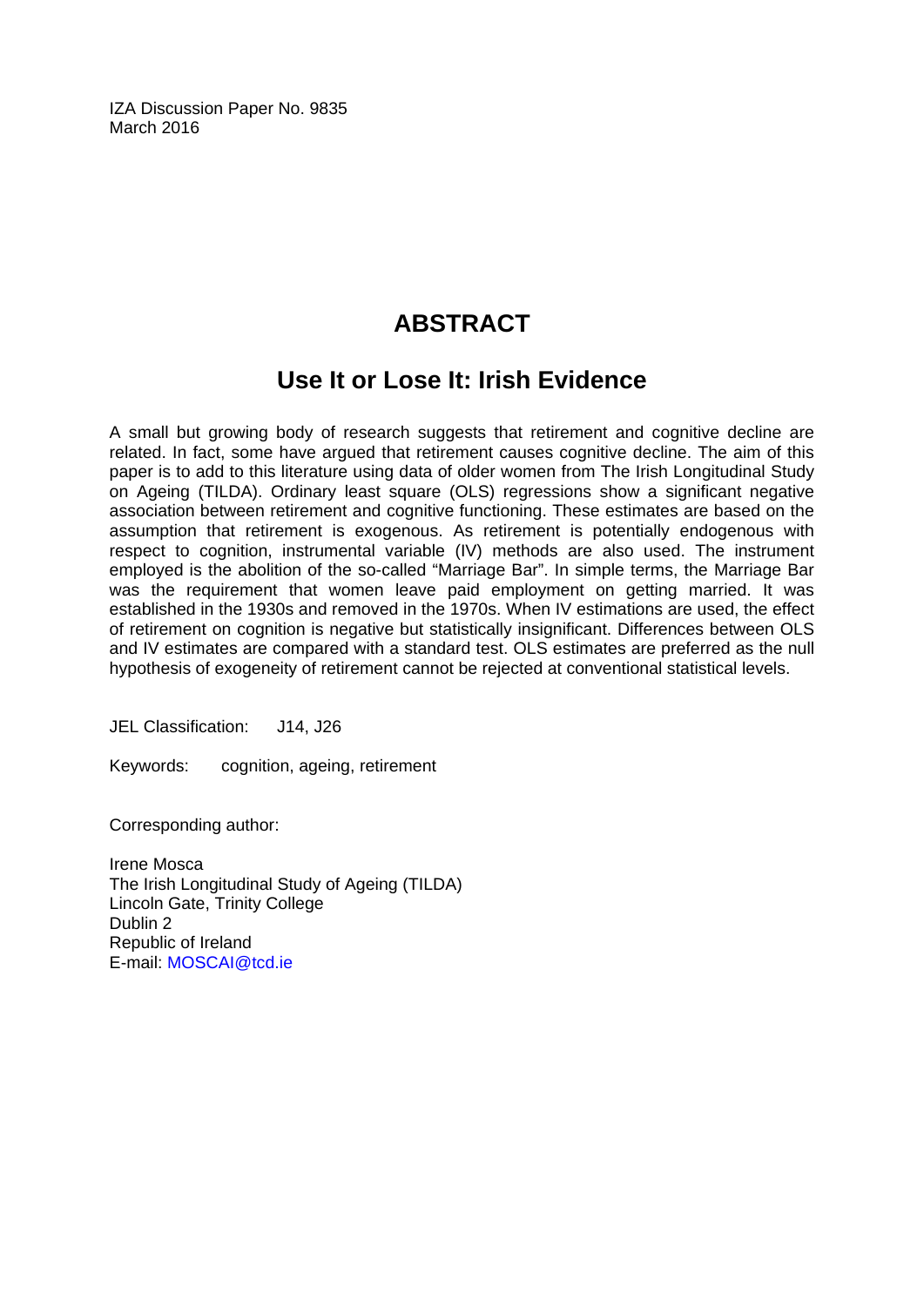IZA Discussion Paper No. 9835
March 2016

# ABSTRACT

## Use It or Lose It: Irish Evidence

A small but growing body of research suggests that retirement and cognitive decline are related. In fact, some have argued that retirement causes cognitive decline. The aim of this paper is to add to this literature using data of older women from The Irish Longitudinal Study on Ageing (TILDA). Ordinary least square (OLS) regressions show a significant negative association between retirement and cognitive functioning. These estimates are based on the assumption that retirement is exogenous. As retirement is potentially endogenous with respect to cognition, instrumental variable (IV) methods are also used. The instrument employed is the abolition of the so-called "Marriage Bar". In simple terms, the Marriage Bar was the requirement that women leave paid employment on getting married. It was established in the 1930s and removed in the 1970s. When IV estimations are used, the effect of retirement on cognition is negative but statistically insignificant. Differences between OLS and IV estimates are compared with a standard test. OLS estimates are preferred as the null hypothesis of exogeneity of retirement cannot be rejected at conventional statistical levels.

JEL Classification: J14, J26

Keywords: cognition, ageing, retirement

Corresponding author:

Irene Mosca
The Irish Longitudinal Study of Ageing (TILDA)
Lincoln Gate, Trinity College
Dublin 2
Republic of Ireland
E-mail: MOSCAI@tcd.ie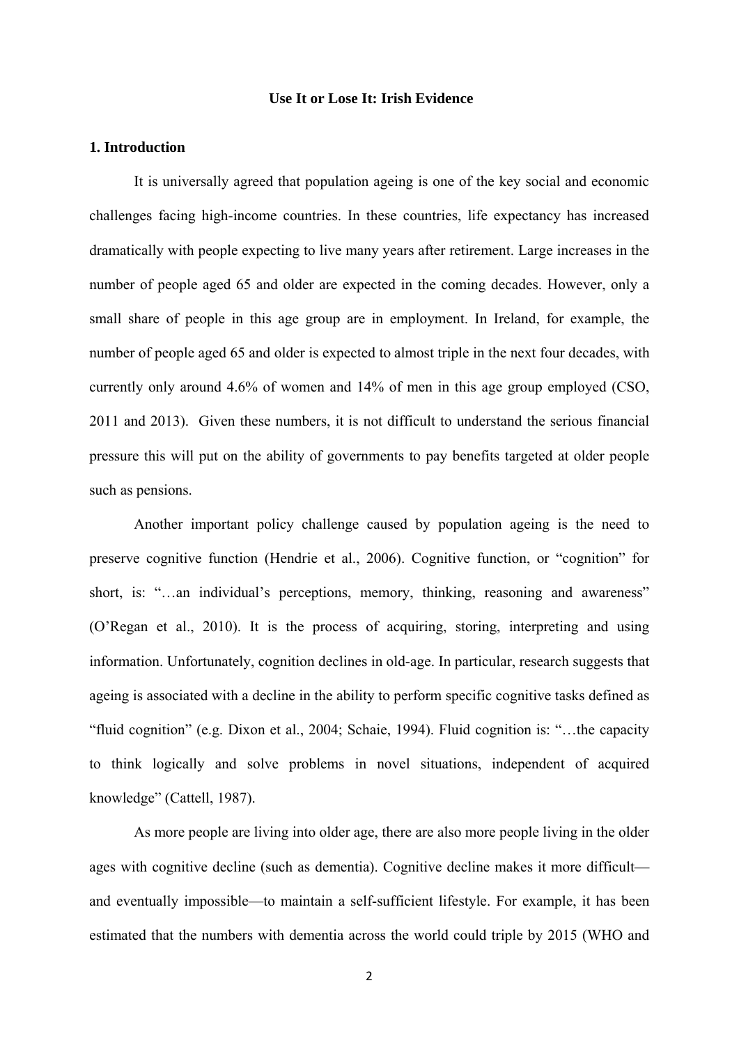# Use It or Lose It: Irish Evidence

## 1. Introduction

It is universally agreed that population ageing is one of the key social and economic challenges facing high-income countries. In these countries, life expectancy has increased dramatically with people expecting to live many years after retirement. Large increases in the number of people aged 65 and older are expected in the coming decades. However, only a small share of people in this age group are in employment. In Ireland, for example, the number of people aged 65 and older is expected to almost triple in the next four decades, with currently only around 4.6% of women and 14% of men in this age group employed (CSO, 2011 and 2013). Given these numbers, it is not difficult to understand the serious financial pressure this will put on the ability of governments to pay benefits targeted at older people such as pensions.

Another important policy challenge caused by population ageing is the need to preserve cognitive function (Hendrie et al., 2006). Cognitive function, or "cognition" for short, is: "…an individual's perceptions, memory, thinking, reasoning and awareness" (O'Regan et al., 2010). It is the process of acquiring, storing, interpreting and using information. Unfortunately, cognition declines in old-age. In particular, research suggests that ageing is associated with a decline in the ability to perform specific cognitive tasks defined as "fluid cognition" (e.g. Dixon et al., 2004; Schaie, 1994). Fluid cognition is: "…the capacity to think logically and solve problems in novel situations, independent of acquired knowledge" (Cattell, 1987).

As more people are living into older age, there are also more people living in the older ages with cognitive decline (such as dementia). Cognitive decline makes it more difficult—and eventually impossible—to maintain a self-sufficient lifestyle. For example, it has been estimated that the numbers with dementia across the world could triple by 2015 (WHO and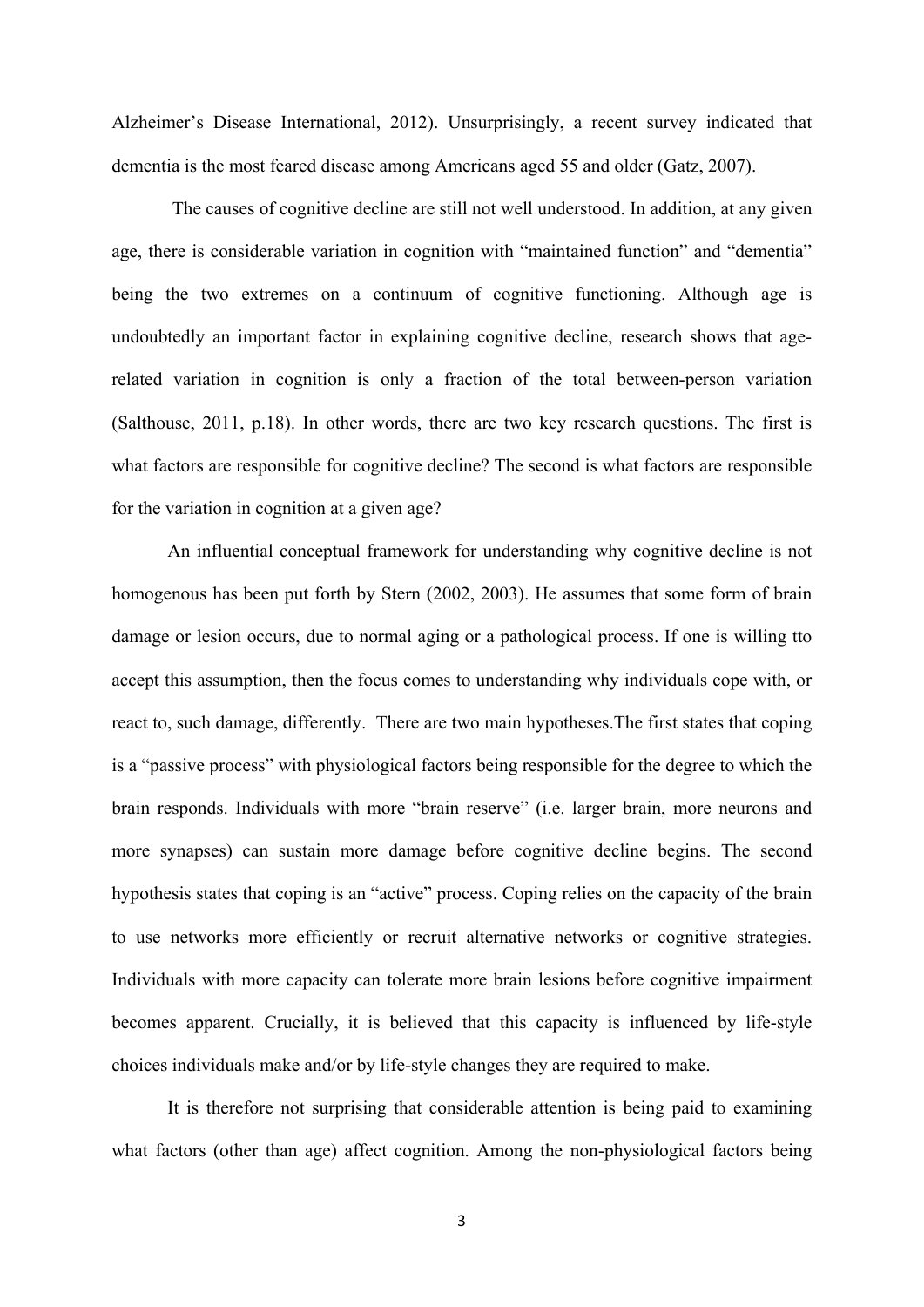Alzheimer's Disease International, 2012). Unsurprisingly, a recent survey indicated that dementia is the most feared disease among Americans aged 55 and older (Gatz, 2007).

The causes of cognitive decline are still not well understood. In addition, at any given age, there is considerable variation in cognition with "maintained function" and "dementia" being the two extremes on a continuum of cognitive functioning. Although age is undoubtedly an important factor in explaining cognitive decline, research shows that age-related variation in cognition is only a fraction of the total between-person variation (Salthouse, 2011, p.18). In other words, there are two key research questions. The first is what factors are responsible for cognitive decline? The second is what factors are responsible for the variation in cognition at a given age?

An influential conceptual framework for understanding why cognitive decline is not homogenous has been put forth by Stern (2002, 2003). He assumes that some form of brain damage or lesion occurs, due to normal aging or a pathological process. If one is willing tto accept this assumption, then the focus comes to understanding why individuals cope with, or react to, such damage, differently. There are two main hypotheses.The first states that coping is a "passive process" with physiological factors being responsible for the degree to which the brain responds. Individuals with more "brain reserve" (i.e. larger brain, more neurons and more synapses) can sustain more damage before cognitive decline begins. The second hypothesis states that coping is an "active" process. Coping relies on the capacity of the brain to use networks more efficiently or recruit alternative networks or cognitive strategies. Individuals with more capacity can tolerate more brain lesions before cognitive impairment becomes apparent. Crucially, it is believed that this capacity is influenced by life-style choices individuals make and/or by life-style changes they are required to make.

It is therefore not surprising that considerable attention is being paid to examining what factors (other than age) affect cognition. Among the non-physiological factors being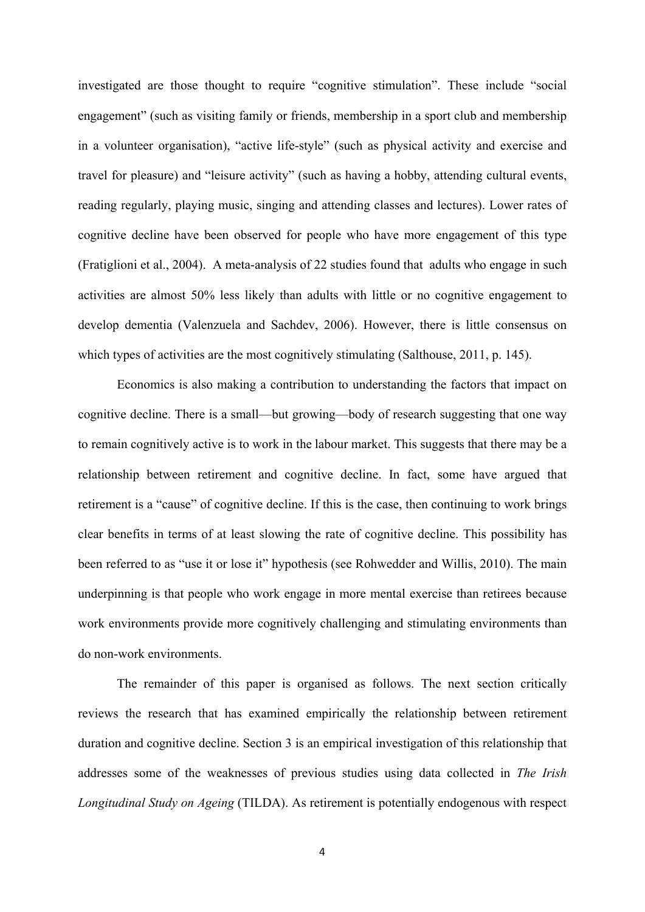investigated are those thought to require "cognitive stimulation". These include "social engagement" (such as visiting family or friends, membership in a sport club and membership in a volunteer organisation), "active life-style" (such as physical activity and exercise and travel for pleasure) and "leisure activity" (such as having a hobby, attending cultural events, reading regularly, playing music, singing and attending classes and lectures). Lower rates of cognitive decline have been observed for people who have more engagement of this type (Fratiglioni et al., 2004). A meta-analysis of 22 studies found that adults who engage in such activities are almost 50% less likely than adults with little or no cognitive engagement to develop dementia (Valenzuela and Sachdev, 2006). However, there is little consensus on which types of activities are the most cognitively stimulating (Salthouse, 2011, p. 145).

Economics is also making a contribution to understanding the factors that impact on cognitive decline. There is a small—but growing—body of research suggesting that one way to remain cognitively active is to work in the labour market. This suggests that there may be a relationship between retirement and cognitive decline. In fact, some have argued that retirement is a "cause" of cognitive decline. If this is the case, then continuing to work brings clear benefits in terms of at least slowing the rate of cognitive decline. This possibility has been referred to as "use it or lose it" hypothesis (see Rohwedder and Willis, 2010). The main underpinning is that people who work engage in more mental exercise than retirees because work environments provide more cognitively challenging and stimulating environments than do non-work environments.

The remainder of this paper is organised as follows. The next section critically reviews the research that has examined empirically the relationship between retirement duration and cognitive decline. Section 3 is an empirical investigation of this relationship that addresses some of the weaknesses of previous studies using data collected in *The Irish Longitudinal Study on Ageing* (TILDA). As retirement is potentially endogenous with respect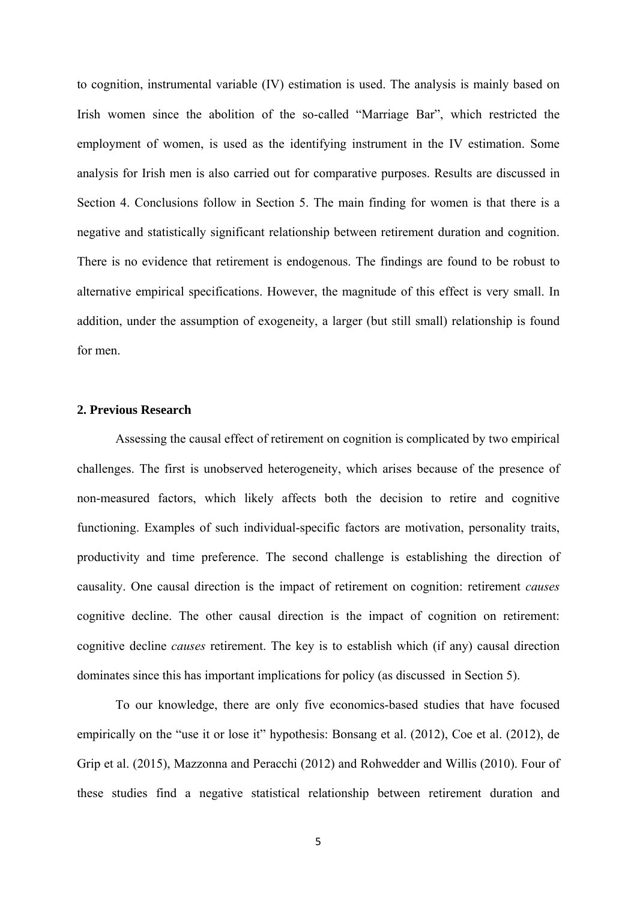to cognition, instrumental variable (IV) estimation is used. The analysis is mainly based on Irish women since the abolition of the so-called "Marriage Bar", which restricted the employment of women, is used as the identifying instrument in the IV estimation. Some analysis for Irish men is also carried out for comparative purposes. Results are discussed in Section 4. Conclusions follow in Section 5. The main finding for women is that there is a negative and statistically significant relationship between retirement duration and cognition. There is no evidence that retirement is endogenous. The findings are found to be robust to alternative empirical specifications. However, the magnitude of this effect is very small. In addition, under the assumption of exogeneity, a larger (but still small) relationship is found for men.

## 2. Previous Research

Assessing the causal effect of retirement on cognition is complicated by two empirical challenges. The first is unobserved heterogeneity, which arises because of the presence of non-measured factors, which likely affects both the decision to retire and cognitive functioning. Examples of such individual-specific factors are motivation, personality traits, productivity and time preference. The second challenge is establishing the direction of causality. One causal direction is the impact of retirement on cognition: retirement *causes* cognitive decline. The other causal direction is the impact of cognition on retirement: cognitive decline *causes* retirement. The key is to establish which (if any) causal direction dominates since this has important implications for policy (as discussed in Section 5).

To our knowledge, there are only five economics-based studies that have focused empirically on the "use it or lose it" hypothesis: Bonsang et al. (2012), Coe et al. (2012), de Grip et al. (2015), Mazzonna and Peracchi (2012) and Rohwedder and Willis (2010). Four of these studies find a negative statistical relationship between retirement duration and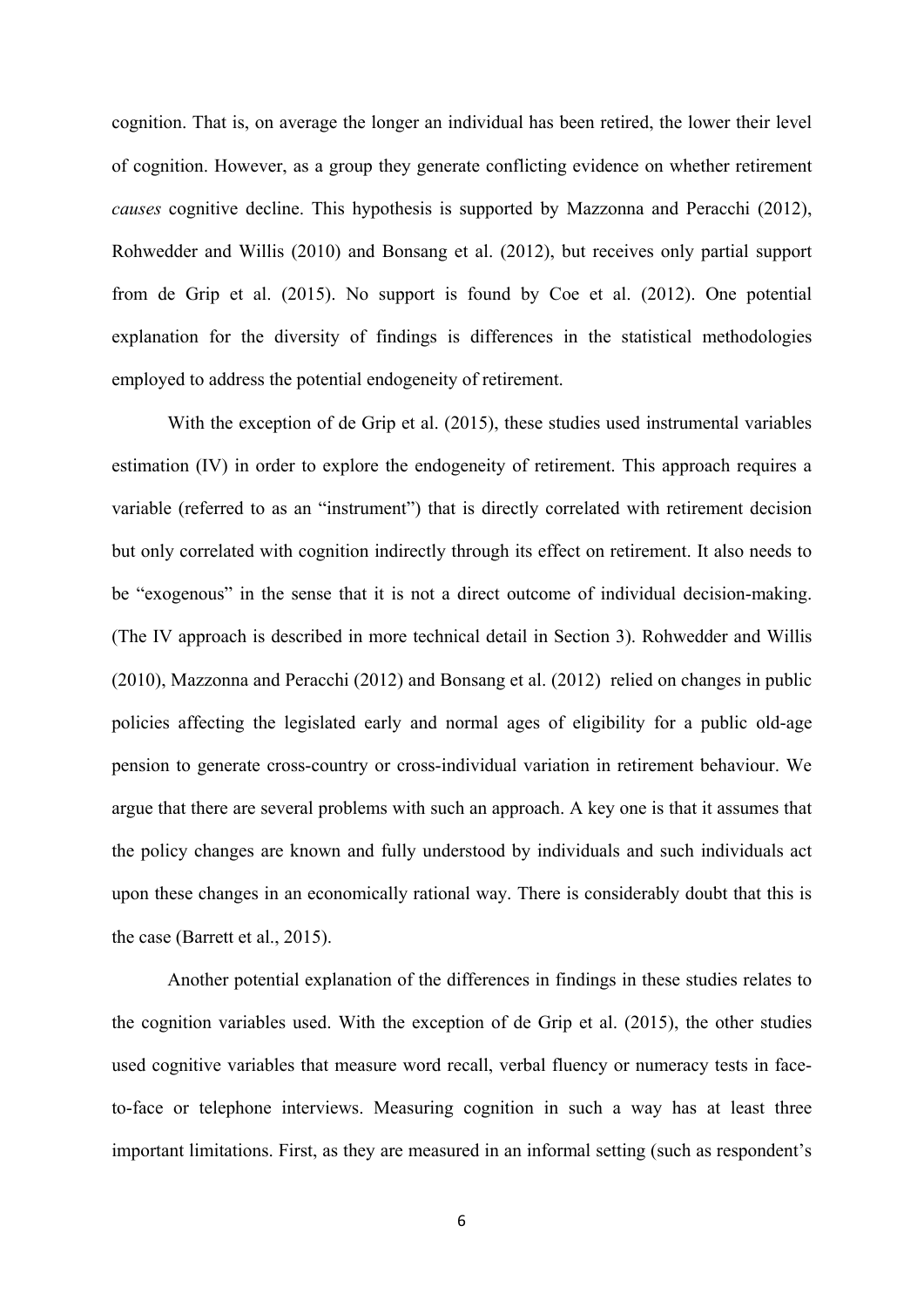cognition. That is, on average the longer an individual has been retired, the lower their level of cognition. However, as a group they generate conflicting evidence on whether retirement *causes* cognitive decline. This hypothesis is supported by Mazzonna and Peracchi (2012), Rohwedder and Willis (2010) and Bonsang et al. (2012), but receives only partial support from de Grip et al. (2015). No support is found by Coe et al. (2012). One potential explanation for the diversity of findings is differences in the statistical methodologies employed to address the potential endogeneity of retirement.

With the exception of de Grip et al. (2015), these studies used instrumental variables estimation (IV) in order to explore the endogeneity of retirement. This approach requires a variable (referred to as an "instrument") that is directly correlated with retirement decision but only correlated with cognition indirectly through its effect on retirement. It also needs to be "exogenous" in the sense that it is not a direct outcome of individual decision-making. (The IV approach is described in more technical detail in Section 3). Rohwedder and Willis (2010), Mazzonna and Peracchi (2012) and Bonsang et al. (2012) relied on changes in public policies affecting the legislated early and normal ages of eligibility for a public old-age pension to generate cross-country or cross-individual variation in retirement behaviour. We argue that there are several problems with such an approach. A key one is that it assumes that the policy changes are known and fully understood by individuals and such individuals act upon these changes in an economically rational way. There is considerably doubt that this is the case (Barrett et al., 2015).

Another potential explanation of the differences in findings in these studies relates to the cognition variables used. With the exception of de Grip et al. (2015), the other studies used cognitive variables that measure word recall, verbal fluency or numeracy tests in face-to-face or telephone interviews. Measuring cognition in such a way has at least three important limitations. First, as they are measured in an informal setting (such as respondent's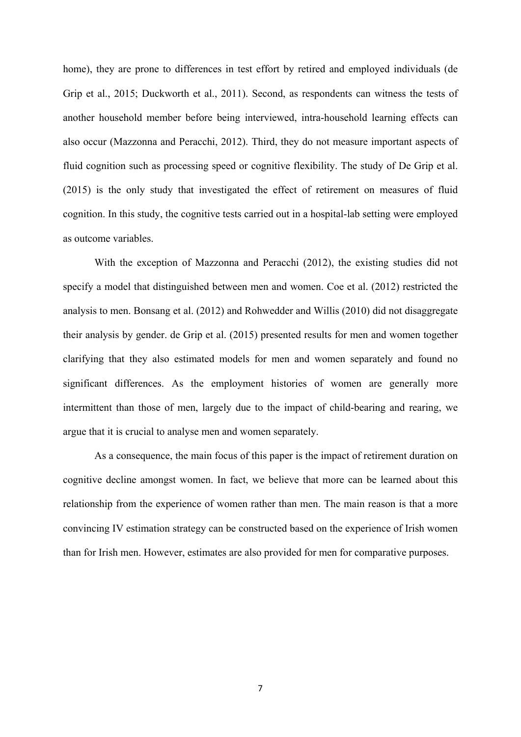home), they are prone to differences in test effort by retired and employed individuals (de Grip et al., 2015; Duckworth et al., 2011). Second, as respondents can witness the tests of another household member before being interviewed, intra-household learning effects can also occur (Mazzonna and Peracchi, 2012). Third, they do not measure important aspects of fluid cognition such as processing speed or cognitive flexibility. The study of De Grip et al. (2015) is the only study that investigated the effect of retirement on measures of fluid cognition. In this study, the cognitive tests carried out in a hospital-lab setting were employed as outcome variables.

With the exception of Mazzonna and Peracchi (2012), the existing studies did not specify a model that distinguished between men and women. Coe et al. (2012) restricted the analysis to men. Bonsang et al. (2012) and Rohwedder and Willis (2010) did not disaggregate their analysis by gender. de Grip et al. (2015) presented results for men and women together clarifying that they also estimated models for men and women separately and found no significant differences. As the employment histories of women are generally more intermittent than those of men, largely due to the impact of child-bearing and rearing, we argue that it is crucial to analyse men and women separately.

As a consequence, the main focus of this paper is the impact of retirement duration on cognitive decline amongst women. In fact, we believe that more can be learned about this relationship from the experience of women rather than men. The main reason is that a more convincing IV estimation strategy can be constructed based on the experience of Irish women than for Irish men. However, estimates are also provided for men for comparative purposes.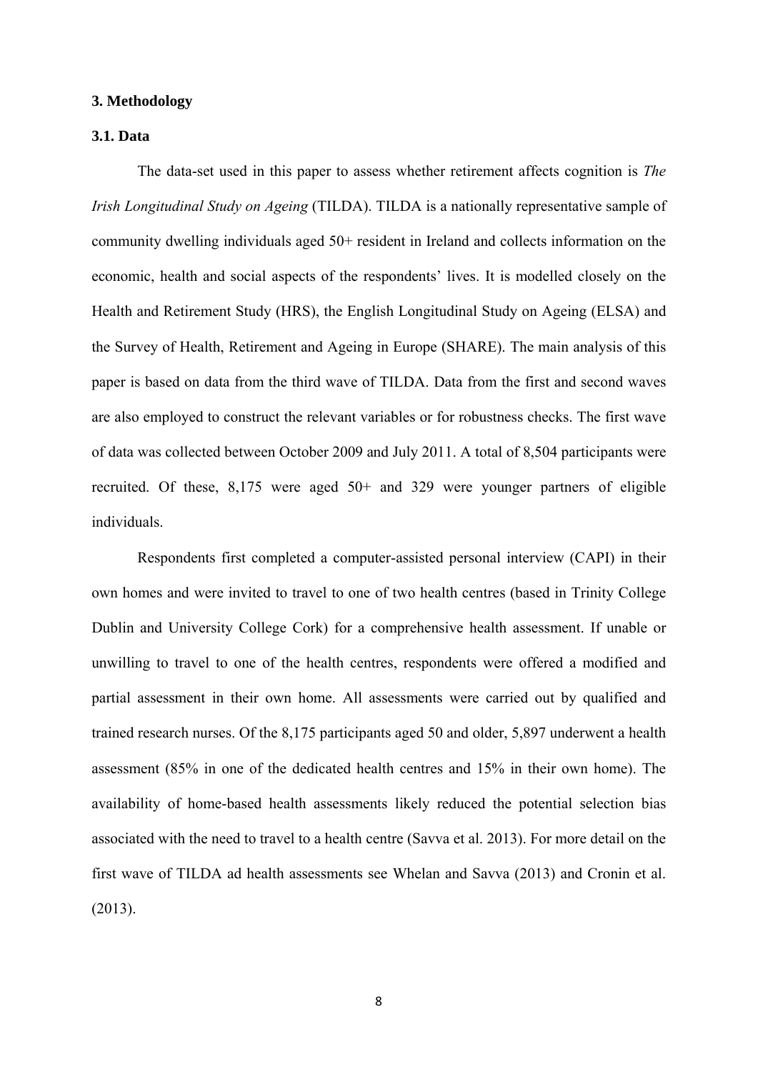## 3. Methodology

### 3.1. Data

The data-set used in this paper to assess whether retirement affects cognition is *The Irish Longitudinal Study on Ageing* (TILDA). TILDA is a nationally representative sample of community dwelling individuals aged 50+ resident in Ireland and collects information on the economic, health and social aspects of the respondents' lives. It is modelled closely on the Health and Retirement Study (HRS), the English Longitudinal Study on Ageing (ELSA) and the Survey of Health, Retirement and Ageing in Europe (SHARE). The main analysis of this paper is based on data from the third wave of TILDA. Data from the first and second waves are also employed to construct the relevant variables or for robustness checks. The first wave of data was collected between October 2009 and July 2011. A total of 8,504 participants were recruited. Of these, 8,175 were aged 50+ and 329 were younger partners of eligible individuals.

Respondents first completed a computer-assisted personal interview (CAPI) in their own homes and were invited to travel to one of two health centres (based in Trinity College Dublin and University College Cork) for a comprehensive health assessment. If unable or unwilling to travel to one of the health centres, respondents were offered a modified and partial assessment in their own home. All assessments were carried out by qualified and trained research nurses. Of the 8,175 participants aged 50 and older, 5,897 underwent a health assessment (85% in one of the dedicated health centres and 15% in their own home). The availability of home-based health assessments likely reduced the potential selection bias associated with the need to travel to a health centre (Savva et al. 2013). For more detail on the first wave of TILDA ad health assessments see Whelan and Savva (2013) and Cronin et al. (2013).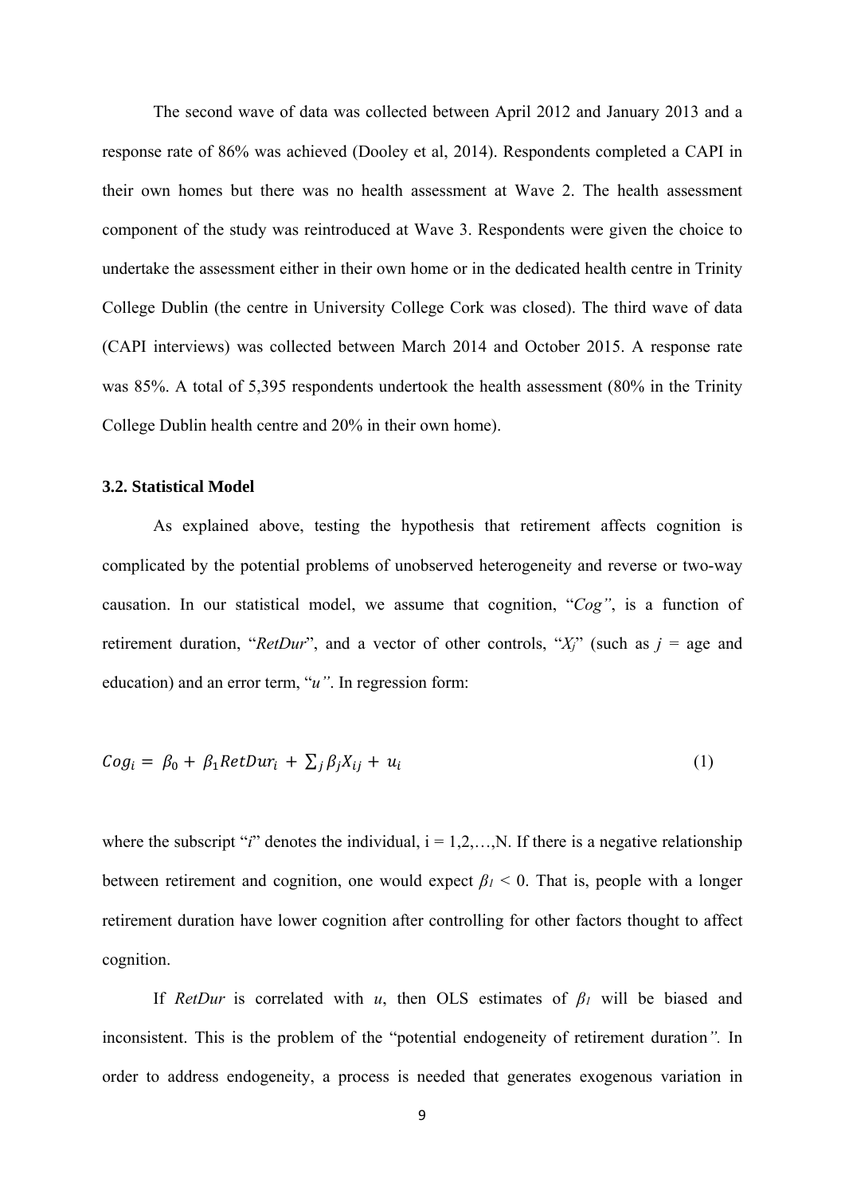The second wave of data was collected between April 2012 and January 2013 and a response rate of 86% was achieved (Dooley et al, 2014). Respondents completed a CAPI in their own homes but there was no health assessment at Wave 2. The health assessment component of the study was reintroduced at Wave 3. Respondents were given the choice to undertake the assessment either in their own home or in the dedicated health centre in Trinity College Dublin (the centre in University College Cork was closed). The third wave of data (CAPI interviews) was collected between March 2014 and October 2015. A response rate was 85%. A total of 5,395 respondents undertook the health assessment (80% in the Trinity College Dublin health centre and 20% in their own home).

### 3.2. Statistical Model

As explained above, testing the hypothesis that retirement affects cognition is complicated by the potential problems of unobserved heterogeneity and reverse or two-way causation. In our statistical model, we assume that cognition, "*Cog"*, is a function of retirement duration, "*RetDur*", and a vector of other controls, "$X_j$" (such as $j$ = age and education) and an error term, "$u$". In regression form:

$$Cog_i = \beta_0 + \beta_1 RetDur_i + \sum_j \beta_j X_{ij} + u_i \tag{1}$$

where the subscript "$i$" denotes the individual, i = 1,2,…,N. If there is a negative relationship between retirement and cognition, one would expect $\beta_1 < 0$. That is, people with a longer retirement duration have lower cognition after controlling for other factors thought to affect cognition.

If *RetDur* is correlated with $u$, then OLS estimates of $\beta_1$ will be biased and inconsistent. This is the problem of the "potential endogeneity of retirement duration*".* In order to address endogeneity, a process is needed that generates exogenous variation in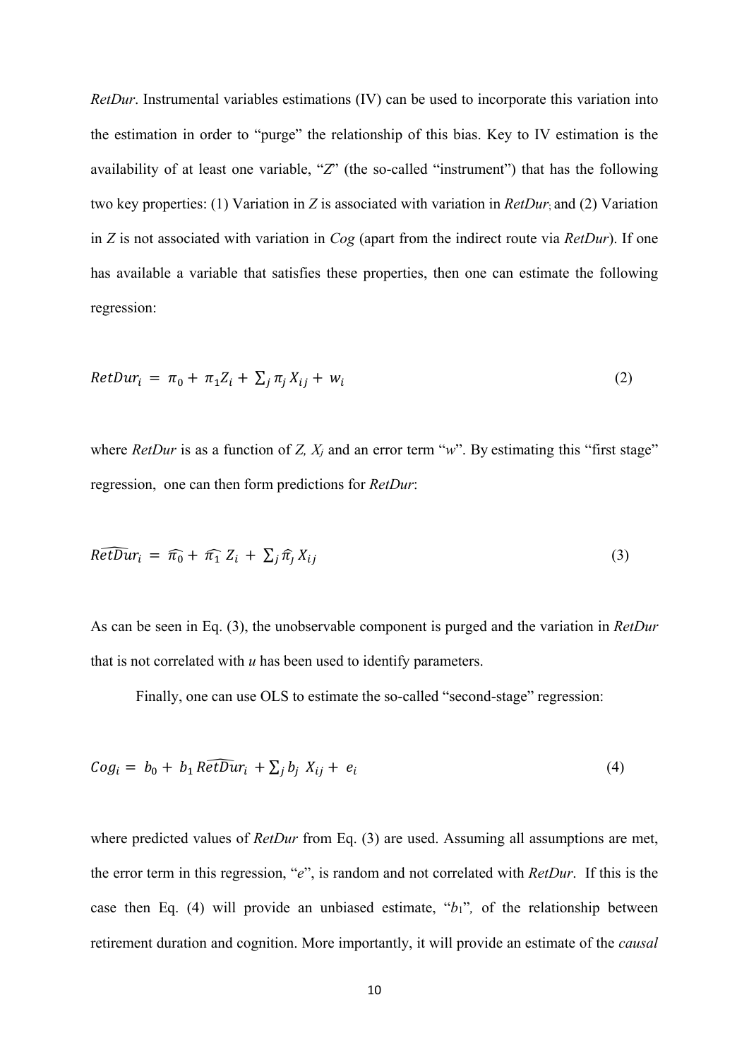*RetDur*. Instrumental variables estimations (IV) can be used to incorporate this variation into the estimation in order to "purge" the relationship of this bias. Key to IV estimation is the availability of at least one variable, "*Z*" (the so-called "instrument") that has the following two key properties: (1) Variation in *Z* is associated with variation in *RetDur*; and (2) Variation in *Z* is not associated with variation in *Cog* (apart from the indirect route via *RetDur*). If one has available a variable that satisfies these properties, then one can estimate the following regression:

$$RetDur_i = \pi_0 + \pi_1 Z_i + \sum_j \pi_j X_{ij} + w_i \tag{2}$$

where *RetDur* is as a function of $Z$, $X_j$ and an error term "*w*". By estimating this "first stage" regression, one can then form predictions for *RetDur*:

$$\widehat{RetDur}_i = \widehat{\pi_0} + \widehat{\pi_1}\, Z_i + \sum_j \widehat{\pi}_j X_{ij} \tag{3}$$

As can be seen in Eq. (3), the unobservable component is purged and the variation in *RetDur* that is not correlated with *u* has been used to identify parameters.

Finally, one can use OLS to estimate the so-called "second-stage" regression:

$$Cog_i = b_0 + b_1 \widehat{RetDur}_i + \sum_j b_j X_{ij} + e_i \tag{4}$$

where predicted values of *RetDur* from Eq. (3) are used. Assuming all assumptions are met, the error term in this regression, "*e*", is random and not correlated with *RetDur*. If this is the case then Eq. (4) will provide an unbiased estimate, "$b_1$", of the relationship between retirement duration and cognition. More importantly, it will provide an estimate of the *causal*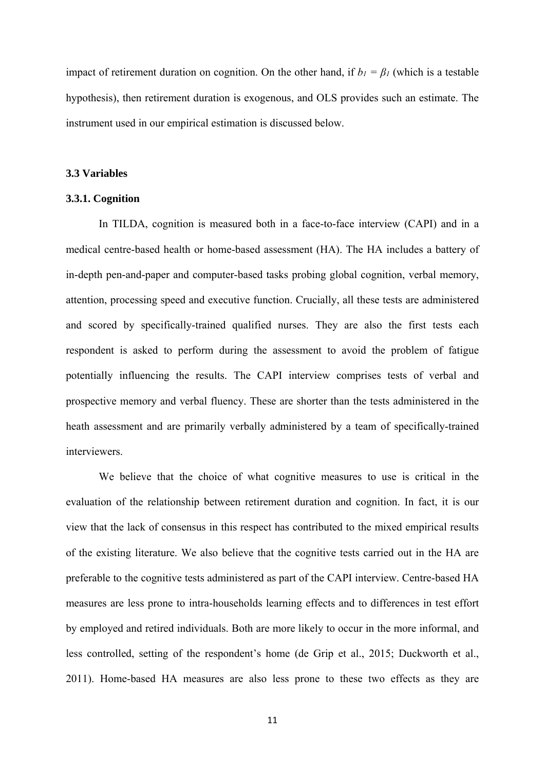impact of retirement duration on cognition. On the other hand, if $b_1 = \beta_1$ (which is a testable hypothesis), then retirement duration is exogenous, and OLS provides such an estimate. The instrument used in our empirical estimation is discussed below.

### 3.3 Variables

#### 3.3.1. Cognition

In TILDA, cognition is measured both in a face-to-face interview (CAPI) and in a medical centre-based health or home-based assessment (HA). The HA includes a battery of in-depth pen-and-paper and computer-based tasks probing global cognition, verbal memory, attention, processing speed and executive function. Crucially, all these tests are administered and scored by specifically-trained qualified nurses. They are also the first tests each respondent is asked to perform during the assessment to avoid the problem of fatigue potentially influencing the results. The CAPI interview comprises tests of verbal and prospective memory and verbal fluency. These are shorter than the tests administered in the heath assessment and are primarily verbally administered by a team of specifically-trained interviewers.

We believe that the choice of what cognitive measures to use is critical in the evaluation of the relationship between retirement duration and cognition. In fact, it is our view that the lack of consensus in this respect has contributed to the mixed empirical results of the existing literature. We also believe that the cognitive tests carried out in the HA are preferable to the cognitive tests administered as part of the CAPI interview. Centre-based HA measures are less prone to intra-households learning effects and to differences in test effort by employed and retired individuals. Both are more likely to occur in the more informal, and less controlled, setting of the respondent's home (de Grip et al., 2015; Duckworth et al., 2011). Home-based HA measures are also less prone to these two effects as they are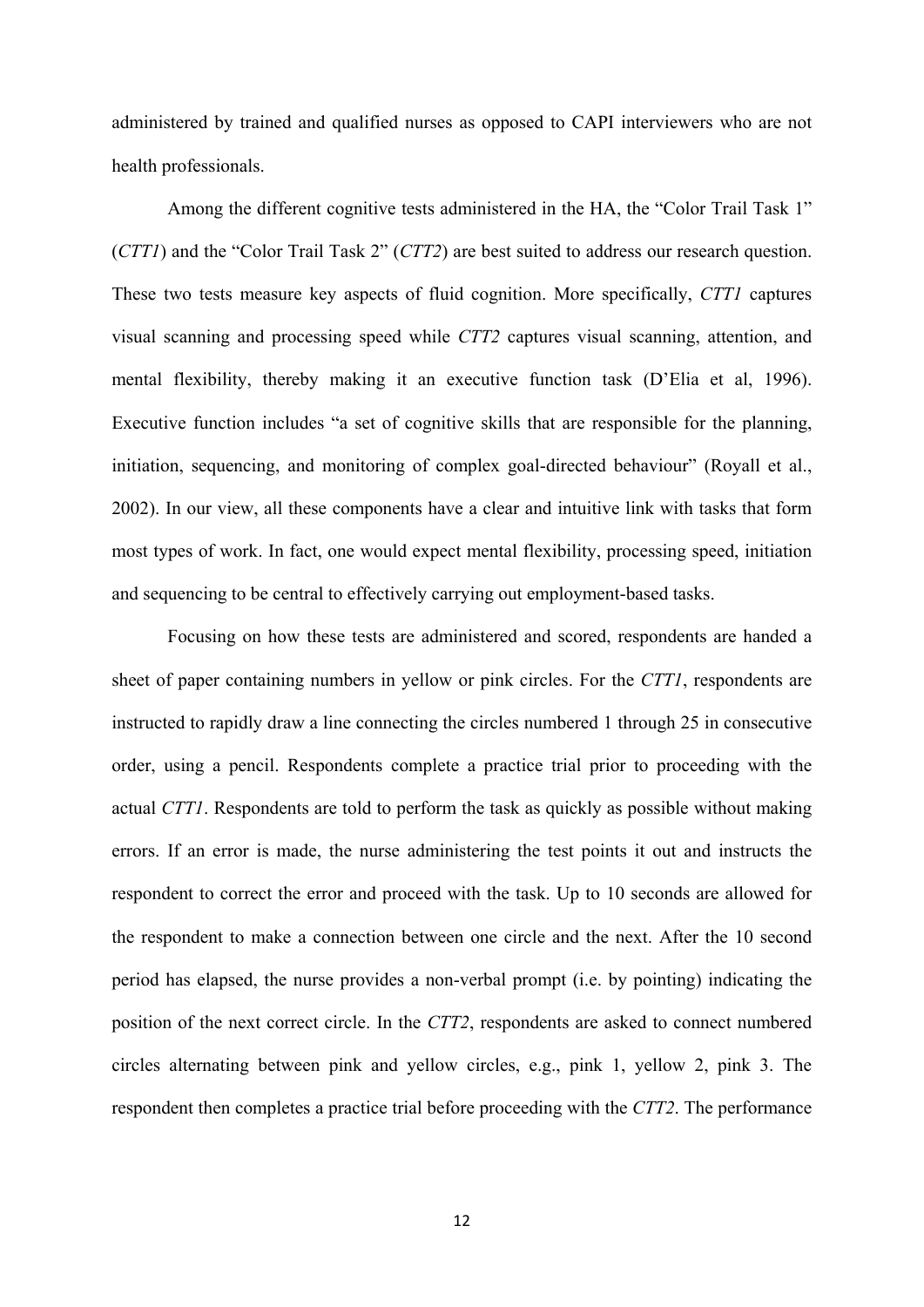administered by trained and qualified nurses as opposed to CAPI interviewers who are not health professionals.

Among the different cognitive tests administered in the HA, the "Color Trail Task 1" (*CTT1*) and the "Color Trail Task 2" (*CTT2*) are best suited to address our research question. These two tests measure key aspects of fluid cognition. More specifically, *CTT1* captures visual scanning and processing speed while *CTT2* captures visual scanning, attention, and mental flexibility, thereby making it an executive function task (D'Elia et al, 1996). Executive function includes "a set of cognitive skills that are responsible for the planning, initiation, sequencing, and monitoring of complex goal-directed behaviour" (Royall et al., 2002). In our view, all these components have a clear and intuitive link with tasks that form most types of work. In fact, one would expect mental flexibility, processing speed, initiation and sequencing to be central to effectively carrying out employment-based tasks.

Focusing on how these tests are administered and scored, respondents are handed a sheet of paper containing numbers in yellow or pink circles. For the *CTT1*, respondents are instructed to rapidly draw a line connecting the circles numbered 1 through 25 in consecutive order, using a pencil. Respondents complete a practice trial prior to proceeding with the actual *CTT1*. Respondents are told to perform the task as quickly as possible without making errors. If an error is made, the nurse administering the test points it out and instructs the respondent to correct the error and proceed with the task. Up to 10 seconds are allowed for the respondent to make a connection between one circle and the next. After the 10 second period has elapsed, the nurse provides a non-verbal prompt (i.e. by pointing) indicating the position of the next correct circle. In the *CTT2*, respondents are asked to connect numbered circles alternating between pink and yellow circles, e.g., pink 1, yellow 2, pink 3. The respondent then completes a practice trial before proceeding with the *CTT2*. The performance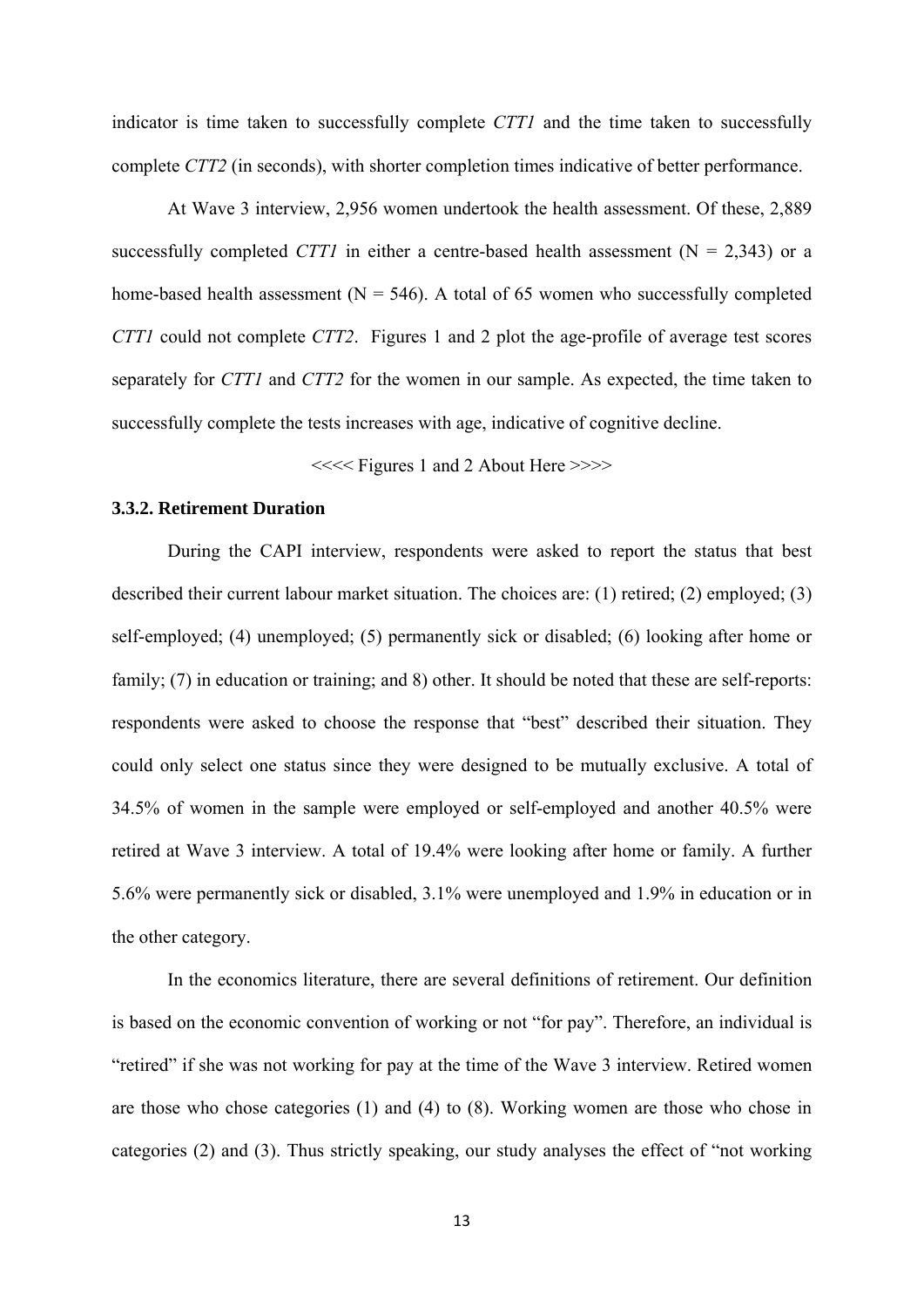indicator is time taken to successfully complete *CTT1* and the time taken to successfully complete *CTT2* (in seconds), with shorter completion times indicative of better performance.

At Wave 3 interview, 2,956 women undertook the health assessment. Of these, 2,889 successfully completed *CTT1* in either a centre-based health assessment (N = 2,343) or a home-based health assessment (N = 546). A total of 65 women who successfully completed *CTT1* could not complete *CTT2*. Figures 1 and 2 plot the age-profile of average test scores separately for *CTT1* and *CTT2* for the women in our sample. As expected, the time taken to successfully complete the tests increases with age, indicative of cognitive decline.

<<<< Figures 1 and 2 About Here >>>>

### 3.3.2. Retirement Duration

During the CAPI interview, respondents were asked to report the status that best described their current labour market situation. The choices are: (1) retired; (2) employed; (3) self-employed; (4) unemployed; (5) permanently sick or disabled; (6) looking after home or family; (7) in education or training; and 8) other. It should be noted that these are self-reports: respondents were asked to choose the response that "best" described their situation. They could only select one status since they were designed to be mutually exclusive. A total of 34.5% of women in the sample were employed or self-employed and another 40.5% were retired at Wave 3 interview. A total of 19.4% were looking after home or family. A further 5.6% were permanently sick or disabled, 3.1% were unemployed and 1.9% in education or in the other category.

In the economics literature, there are several definitions of retirement. Our definition is based on the economic convention of working or not "for pay". Therefore, an individual is "retired" if she was not working for pay at the time of the Wave 3 interview. Retired women are those who chose categories (1) and (4) to (8). Working women are those who chose in categories (2) and (3). Thus strictly speaking, our study analyses the effect of "not working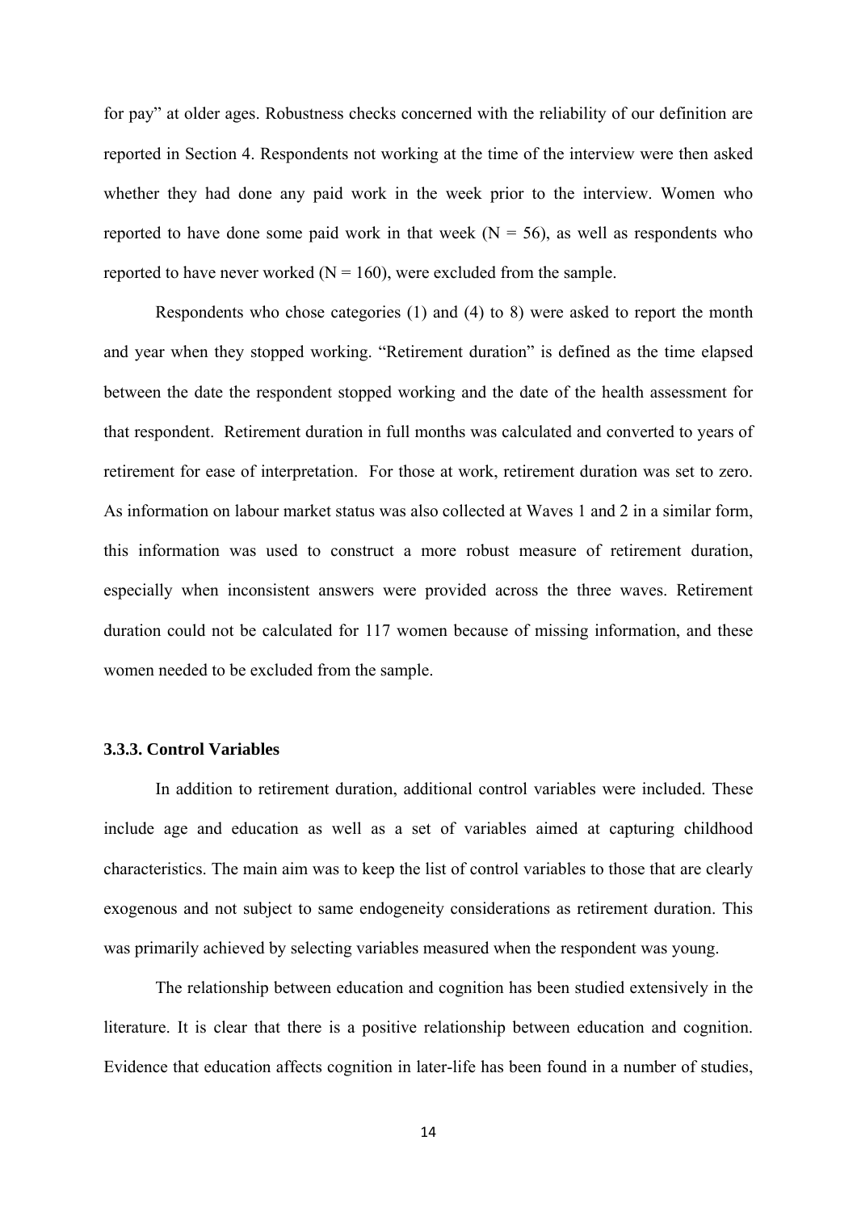for pay" at older ages. Robustness checks concerned with the reliability of our definition are reported in Section 4. Respondents not working at the time of the interview were then asked whether they had done any paid work in the week prior to the interview. Women who reported to have done some paid work in that week (N = 56), as well as respondents who reported to have never worked (N = 160), were excluded from the sample.

Respondents who chose categories (1) and (4) to 8) were asked to report the month and year when they stopped working. "Retirement duration" is defined as the time elapsed between the date the respondent stopped working and the date of the health assessment for that respondent. Retirement duration in full months was calculated and converted to years of retirement for ease of interpretation. For those at work, retirement duration was set to zero. As information on labour market status was also collected at Waves 1 and 2 in a similar form, this information was used to construct a more robust measure of retirement duration, especially when inconsistent answers were provided across the three waves. Retirement duration could not be calculated for 117 women because of missing information, and these women needed to be excluded from the sample.

### 3.3.3. Control Variables

In addition to retirement duration, additional control variables were included. These include age and education as well as a set of variables aimed at capturing childhood characteristics. The main aim was to keep the list of control variables to those that are clearly exogenous and not subject to same endogeneity considerations as retirement duration. This was primarily achieved by selecting variables measured when the respondent was young.

The relationship between education and cognition has been studied extensively in the literature. It is clear that there is a positive relationship between education and cognition. Evidence that education affects cognition in later-life has been found in a number of studies,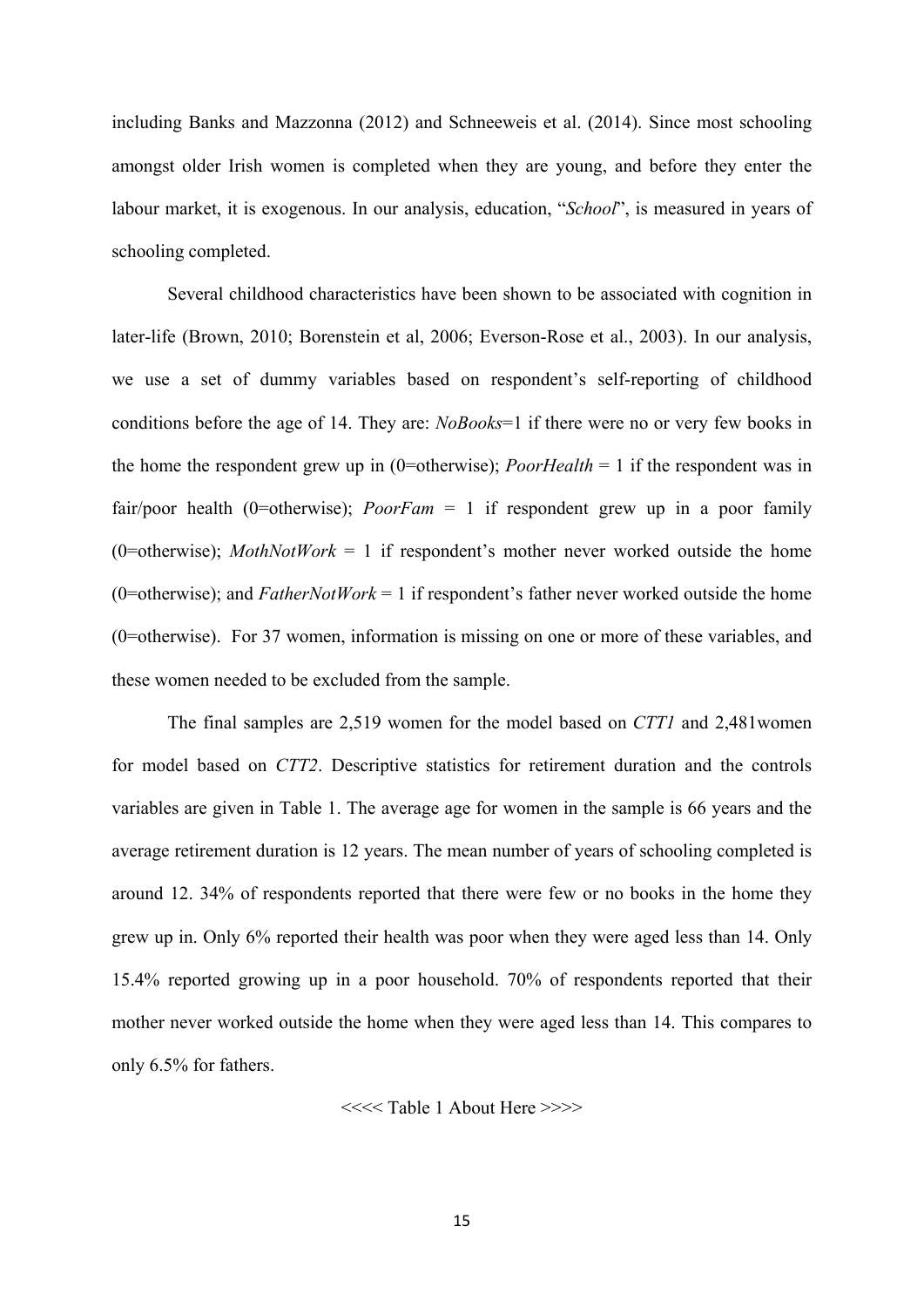including Banks and Mazzonna (2012) and Schneeweis et al. (2014). Since most schooling amongst older Irish women is completed when they are young, and before they enter the labour market, it is exogenous. In our analysis, education, "*School*", is measured in years of schooling completed.

Several childhood characteristics have been shown to be associated with cognition in later-life (Brown, 2010; Borenstein et al, 2006; Everson-Rose et al., 2003). In our analysis, we use a set of dummy variables based on respondent's self-reporting of childhood conditions before the age of 14. They are: *NoBooks*=1 if there were no or very few books in the home the respondent grew up in (0=otherwise); *PoorHealth* = 1 if the respondent was in fair/poor health (0=otherwise); *PoorFam* = 1 if respondent grew up in a poor family (0=otherwise); *MothNotWork* = 1 if respondent's mother never worked outside the home (0=otherwise); and *FatherNotWork* = 1 if respondent's father never worked outside the home (0=otherwise). For 37 women, information is missing on one or more of these variables, and these women needed to be excluded from the sample.

The final samples are 2,519 women for the model based on *CTT1* and 2,481women for model based on *CTT2*. Descriptive statistics for retirement duration and the controls variables are given in Table 1. The average age for women in the sample is 66 years and the average retirement duration is 12 years. The mean number of years of schooling completed is around 12. 34% of respondents reported that there were few or no books in the home they grew up in. Only 6% reported their health was poor when they were aged less than 14. Only 15.4% reported growing up in a poor household. 70% of respondents reported that their mother never worked outside the home when they were aged less than 14. This compares to only 6.5% for fathers.

<<<< Table 1 About Here >>>>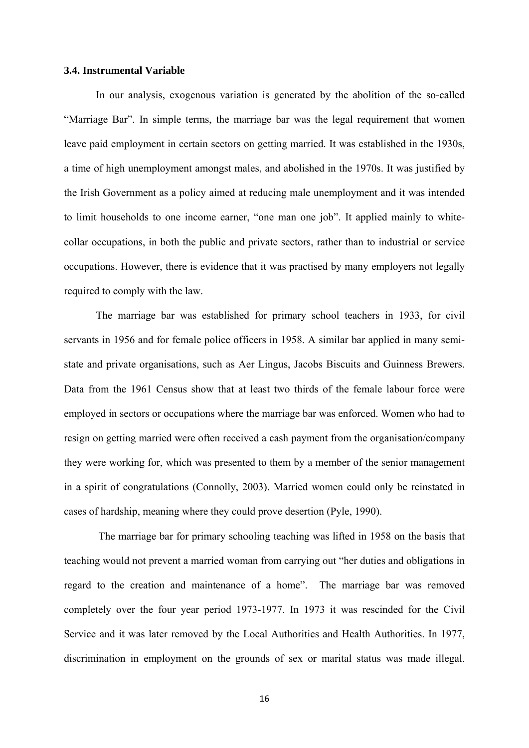### 3.4. Instrumental Variable

In our analysis, exogenous variation is generated by the abolition of the so-called "Marriage Bar". In simple terms, the marriage bar was the legal requirement that women leave paid employment in certain sectors on getting married. It was established in the 1930s, a time of high unemployment amongst males, and abolished in the 1970s. It was justified by the Irish Government as a policy aimed at reducing male unemployment and it was intended to limit households to one income earner, "one man one job". It applied mainly to white-collar occupations, in both the public and private sectors, rather than to industrial or service occupations. However, there is evidence that it was practised by many employers not legally required to comply with the law.

The marriage bar was established for primary school teachers in 1933, for civil servants in 1956 and for female police officers in 1958. A similar bar applied in many semi-state and private organisations, such as Aer Lingus, Jacobs Biscuits and Guinness Brewers. Data from the 1961 Census show that at least two thirds of the female labour force were employed in sectors or occupations where the marriage bar was enforced. Women who had to resign on getting married were often received a cash payment from the organisation/company they were working for, which was presented to them by a member of the senior management in a spirit of congratulations (Connolly, 2003). Married women could only be reinstated in cases of hardship, meaning where they could prove desertion (Pyle, 1990).

The marriage bar for primary schooling teaching was lifted in 1958 on the basis that teaching would not prevent a married woman from carrying out "her duties and obligations in regard to the creation and maintenance of a home". The marriage bar was removed completely over the four year period 1973-1977. In 1973 it was rescinded for the Civil Service and it was later removed by the Local Authorities and Health Authorities. In 1977, discrimination in employment on the grounds of sex or marital status was made illegal.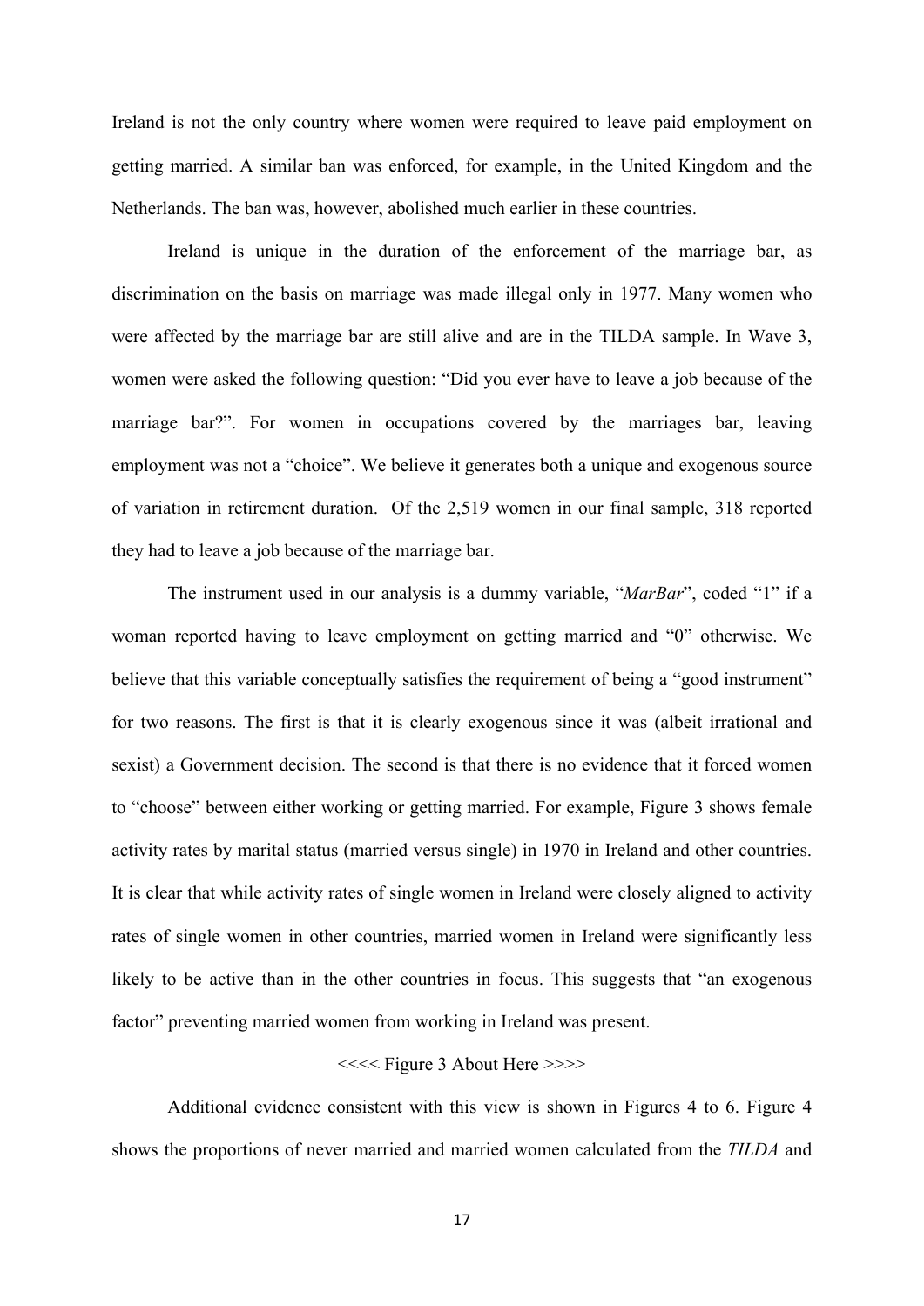Ireland is not the only country where women were required to leave paid employment on getting married. A similar ban was enforced, for example, in the United Kingdom and the Netherlands. The ban was, however, abolished much earlier in these countries.

Ireland is unique in the duration of the enforcement of the marriage bar, as discrimination on the basis on marriage was made illegal only in 1977. Many women who were affected by the marriage bar are still alive and are in the TILDA sample. In Wave 3, women were asked the following question: "Did you ever have to leave a job because of the marriage bar?". For women in occupations covered by the marriages bar, leaving employment was not a "choice". We believe it generates both a unique and exogenous source of variation in retirement duration. Of the 2,519 women in our final sample, 318 reported they had to leave a job because of the marriage bar.

The instrument used in our analysis is a dummy variable, "*MarBar*", coded "1" if a woman reported having to leave employment on getting married and "0" otherwise. We believe that this variable conceptually satisfies the requirement of being a "good instrument" for two reasons. The first is that it is clearly exogenous since it was (albeit irrational and sexist) a Government decision. The second is that there is no evidence that it forced women to "choose" between either working or getting married. For example, Figure 3 shows female activity rates by marital status (married versus single) in 1970 in Ireland and other countries. It is clear that while activity rates of single women in Ireland were closely aligned to activity rates of single women in other countries, married women in Ireland were significantly less likely to be active than in the other countries in focus. This suggests that "an exogenous factor" preventing married women from working in Ireland was present.

<<<< Figure 3 About Here >>>>

Additional evidence consistent with this view is shown in Figures 4 to 6. Figure 4 shows the proportions of never married and married women calculated from the *TILDA* and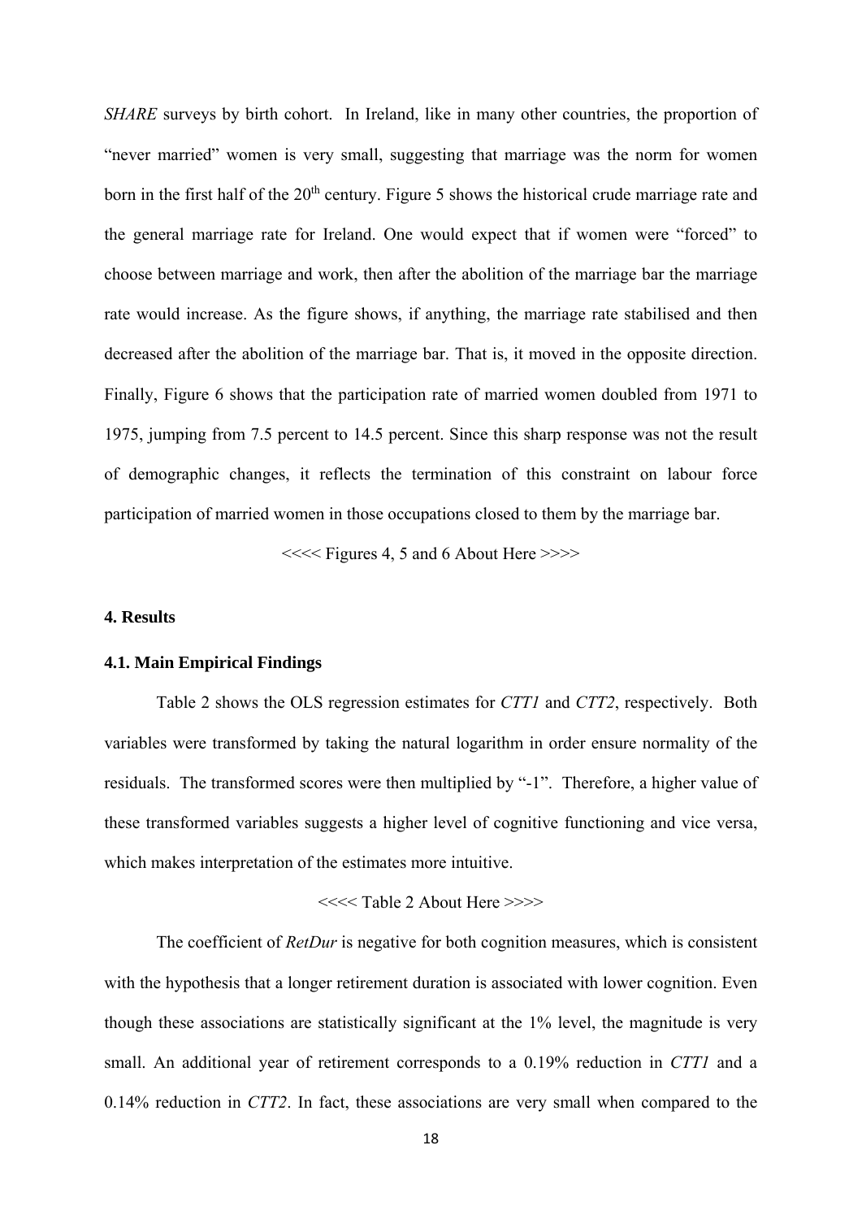*SHARE* surveys by birth cohort. In Ireland, like in many other countries, the proportion of "never married" women is very small, suggesting that marriage was the norm for women born in the first half of the $20^{th}$ century. Figure 5 shows the historical crude marriage rate and the general marriage rate for Ireland. One would expect that if women were "forced" to choose between marriage and work, then after the abolition of the marriage bar the marriage rate would increase. As the figure shows, if anything, the marriage rate stabilised and then decreased after the abolition of the marriage bar. That is, it moved in the opposite direction. Finally, Figure 6 shows that the participation rate of married women doubled from 1971 to 1975, jumping from 7.5 percent to 14.5 percent. Since this sharp response was not the result of demographic changes, it reflects the termination of this constraint on labour force participation of married women in those occupations closed to them by the marriage bar.

<<<< Figures 4, 5 and 6 About Here >>>>

## 4. Results

### 4.1. Main Empirical Findings

Table 2 shows the OLS regression estimates for *CTT1* and *CTT2*, respectively. Both variables were transformed by taking the natural logarithm in order ensure normality of the residuals. The transformed scores were then multiplied by "-1". Therefore, a higher value of these transformed variables suggests a higher level of cognitive functioning and vice versa, which makes interpretation of the estimates more intuitive.

<<<< Table 2 About Here >>>>

The coefficient of *RetDur* is negative for both cognition measures, which is consistent with the hypothesis that a longer retirement duration is associated with lower cognition. Even though these associations are statistically significant at the 1% level, the magnitude is very small. An additional year of retirement corresponds to a 0.19% reduction in *CTT1* and a 0.14% reduction in *CTT2*. In fact, these associations are very small when compared to the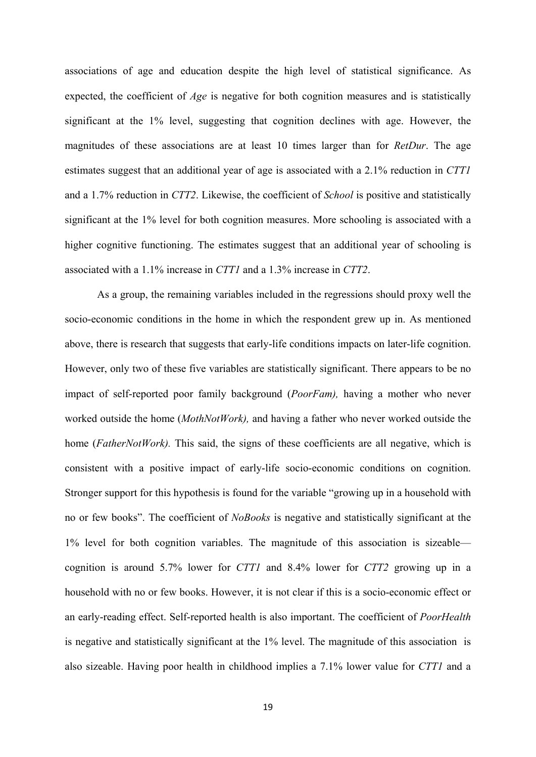associations of age and education despite the high level of statistical significance. As expected, the coefficient of *Age* is negative for both cognition measures and is statistically significant at the 1% level, suggesting that cognition declines with age. However, the magnitudes of these associations are at least 10 times larger than for *RetDur*. The age estimates suggest that an additional year of age is associated with a 2.1% reduction in *CTT1* and a 1.7% reduction in *CTT2*. Likewise, the coefficient of *School* is positive and statistically significant at the 1% level for both cognition measures. More schooling is associated with a higher cognitive functioning. The estimates suggest that an additional year of schooling is associated with a 1.1% increase in *CTT1* and a 1.3% increase in *CTT2*.

As a group, the remaining variables included in the regressions should proxy well the socio-economic conditions in the home in which the respondent grew up in. As mentioned above, there is research that suggests that early-life conditions impacts on later-life cognition. However, only two of these five variables are statistically significant. There appears to be no impact of self-reported poor family background (*PoorFam),* having a mother who never worked outside the home (*MothNotWork),* and having a father who never worked outside the home (*FatherNotWork).* This said, the signs of these coefficients are all negative, which is consistent with a positive impact of early-life socio-economic conditions on cognition. Stronger support for this hypothesis is found for the variable "growing up in a household with no or few books". The coefficient of *NoBooks* is negative and statistically significant at the 1% level for both cognition variables. The magnitude of this association is sizeable—cognition is around 5.7% lower for *CTT1* and 8.4% lower for *CTT2* growing up in a household with no or few books. However, it is not clear if this is a socio-economic effect or an early-reading effect. Self-reported health is also important. The coefficient of *PoorHealth* is negative and statistically significant at the 1% level. The magnitude of this association is also sizeable. Having poor health in childhood implies a 7.1% lower value for *CTT1* and a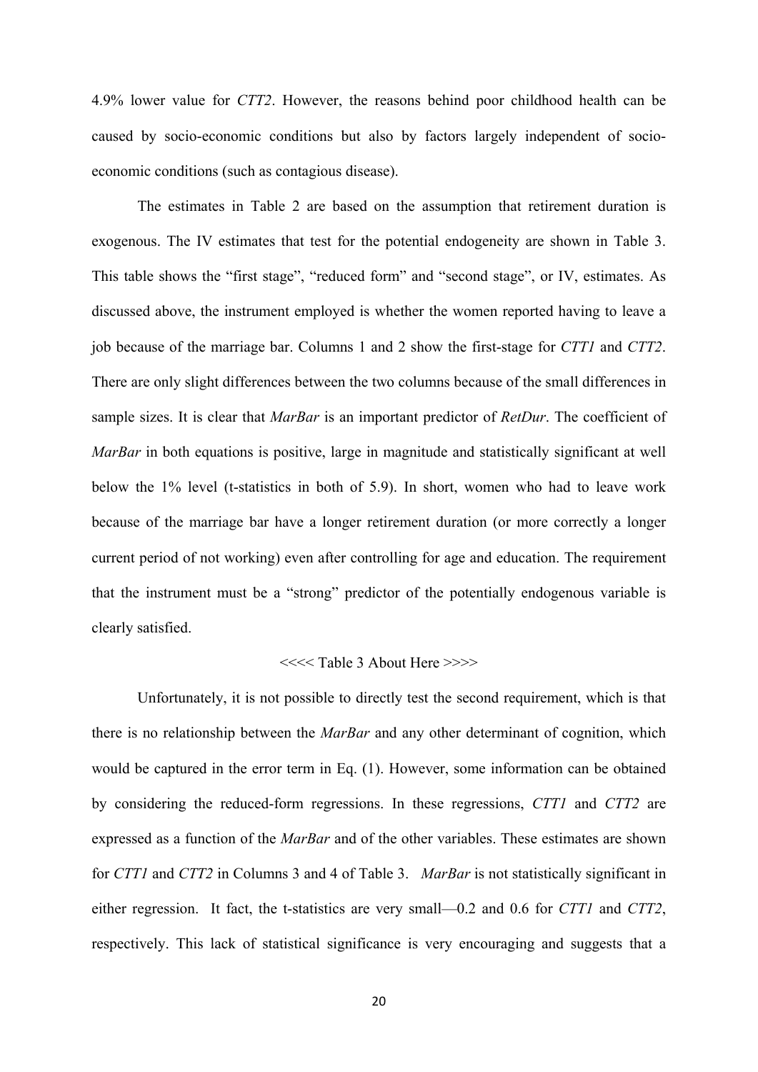4.9% lower value for *CTT2*. However, the reasons behind poor childhood health can be caused by socio-economic conditions but also by factors largely independent of socio-economic conditions (such as contagious disease).

The estimates in Table 2 are based on the assumption that retirement duration is exogenous. The IV estimates that test for the potential endogeneity are shown in Table 3. This table shows the "first stage", "reduced form" and "second stage", or IV, estimates. As discussed above, the instrument employed is whether the women reported having to leave a job because of the marriage bar. Columns 1 and 2 show the first-stage for *CTT1* and *CTT2*. There are only slight differences between the two columns because of the small differences in sample sizes. It is clear that *MarBar* is an important predictor of *RetDur*. The coefficient of *MarBar* in both equations is positive, large in magnitude and statistically significant at well below the 1% level (t-statistics in both of 5.9). In short, women who had to leave work because of the marriage bar have a longer retirement duration (or more correctly a longer current period of not working) even after controlling for age and education. The requirement that the instrument must be a "strong" predictor of the potentially endogenous variable is clearly satisfied.

<<<< Table 3 About Here >>>>

Unfortunately, it is not possible to directly test the second requirement, which is that there is no relationship between the *MarBar* and any other determinant of cognition, which would be captured in the error term in Eq. (1). However, some information can be obtained by considering the reduced-form regressions. In these regressions, *CTT1* and *CTT2* are expressed as a function of the *MarBar* and of the other variables. These estimates are shown for *CTT1* and *CTT2* in Columns 3 and 4 of Table 3. *MarBar* is not statistically significant in either regression. It fact, the t-statistics are very small—0.2 and 0.6 for *CTT1* and *CTT2*, respectively. This lack of statistical significance is very encouraging and suggests that a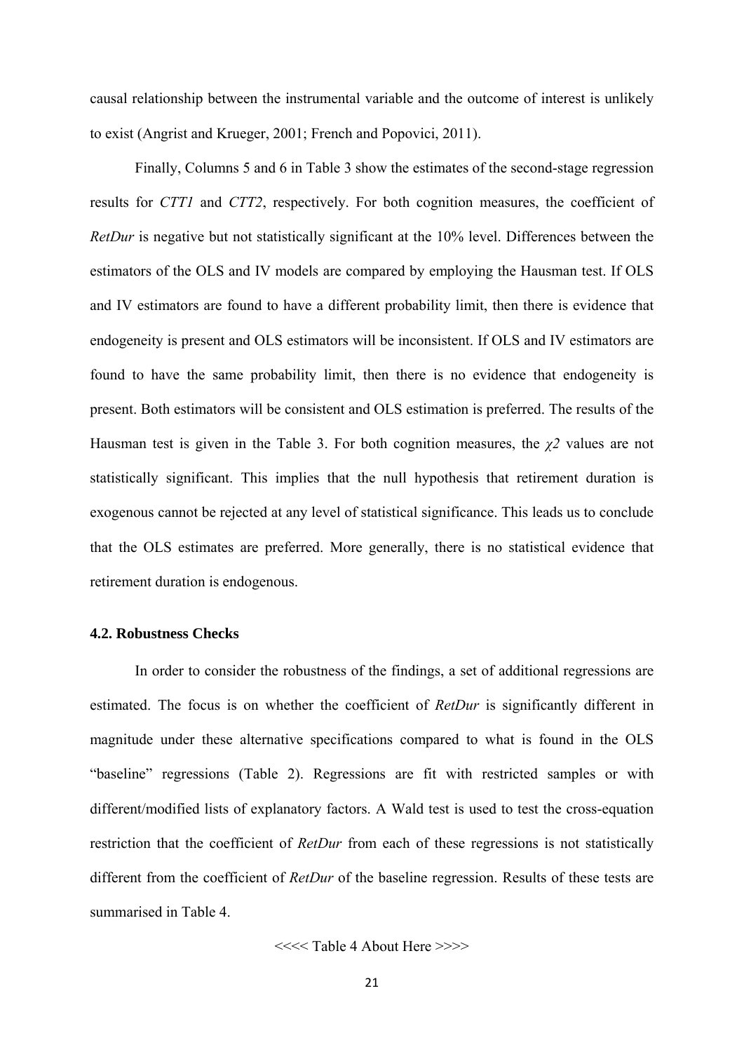causal relationship between the instrumental variable and the outcome of interest is unlikely to exist (Angrist and Krueger, 2001; French and Popovici, 2011).

Finally, Columns 5 and 6 in Table 3 show the estimates of the second-stage regression results for *CTT1* and *CTT2*, respectively. For both cognition measures, the coefficient of *RetDur* is negative but not statistically significant at the 10% level. Differences between the estimators of the OLS and IV models are compared by employing the Hausman test. If OLS and IV estimators are found to have a different probability limit, then there is evidence that endogeneity is present and OLS estimators will be inconsistent. If OLS and IV estimators are found to have the same probability limit, then there is no evidence that endogeneity is present. Both estimators will be consistent and OLS estimation is preferred. The results of the Hausman test is given in the Table 3. For both cognition measures, the $\chi 2$ values are not statistically significant. This implies that the null hypothesis that retirement duration is exogenous cannot be rejected at any level of statistical significance. This leads us to conclude that the OLS estimates are preferred. More generally, there is no statistical evidence that retirement duration is endogenous.

### 4.2. Robustness Checks

In order to consider the robustness of the findings, a set of additional regressions are estimated. The focus is on whether the coefficient of *RetDur* is significantly different in magnitude under these alternative specifications compared to what is found in the OLS "baseline" regressions (Table 2). Regressions are fit with restricted samples or with different/modified lists of explanatory factors. A Wald test is used to test the cross-equation restriction that the coefficient of *RetDur* from each of these regressions is not statistically different from the coefficient of *RetDur* of the baseline regression. Results of these tests are summarised in Table 4.

<<<< Table 4 About Here >>>>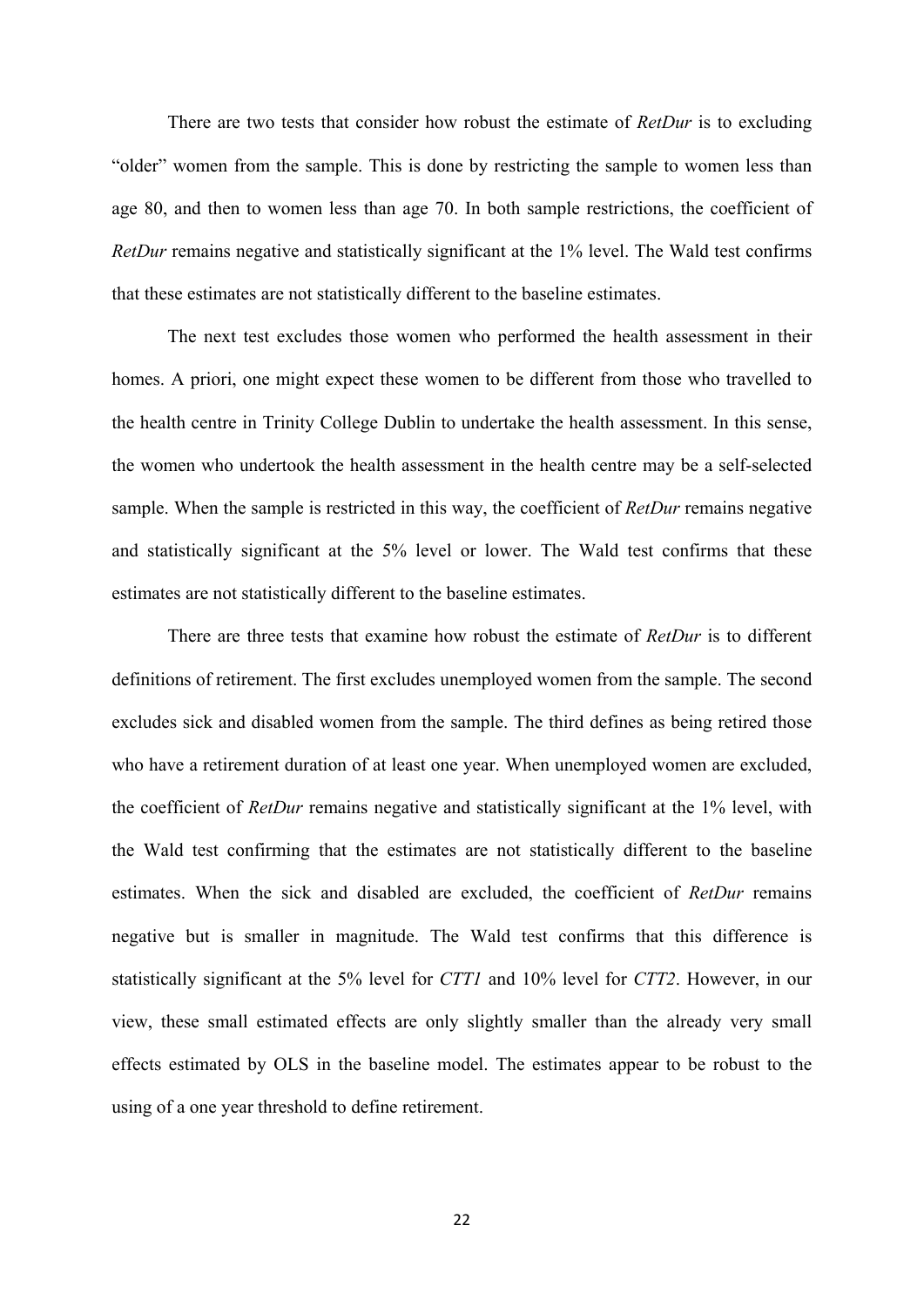There are two tests that consider how robust the estimate of *RetDur* is to excluding "older" women from the sample. This is done by restricting the sample to women less than age 80, and then to women less than age 70. In both sample restrictions, the coefficient of *RetDur* remains negative and statistically significant at the 1% level. The Wald test confirms that these estimates are not statistically different to the baseline estimates.

The next test excludes those women who performed the health assessment in their homes. A priori, one might expect these women to be different from those who travelled to the health centre in Trinity College Dublin to undertake the health assessment. In this sense, the women who undertook the health assessment in the health centre may be a self-selected sample. When the sample is restricted in this way, the coefficient of *RetDur* remains negative and statistically significant at the 5% level or lower. The Wald test confirms that these estimates are not statistically different to the baseline estimates.

There are three tests that examine how robust the estimate of *RetDur* is to different definitions of retirement. The first excludes unemployed women from the sample. The second excludes sick and disabled women from the sample. The third defines as being retired those who have a retirement duration of at least one year. When unemployed women are excluded, the coefficient of *RetDur* remains negative and statistically significant at the 1% level, with the Wald test confirming that the estimates are not statistically different to the baseline estimates. When the sick and disabled are excluded, the coefficient of *RetDur* remains negative but is smaller in magnitude. The Wald test confirms that this difference is statistically significant at the 5% level for *CTT1* and 10% level for *CTT2*. However, in our view, these small estimated effects are only slightly smaller than the already very small effects estimated by OLS in the baseline model. The estimates appear to be robust to the using of a one year threshold to define retirement.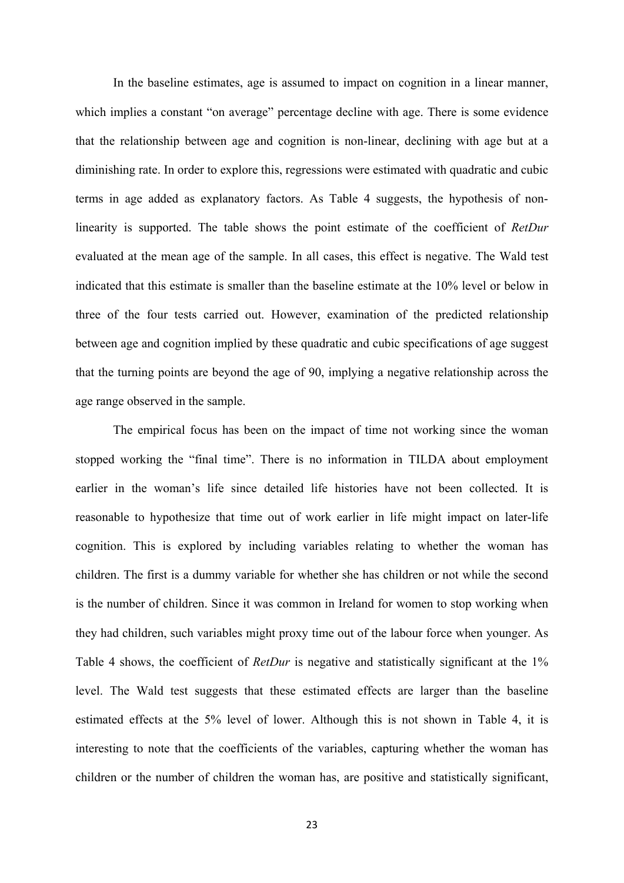In the baseline estimates, age is assumed to impact on cognition in a linear manner, which implies a constant "on average" percentage decline with age. There is some evidence that the relationship between age and cognition is non-linear, declining with age but at a diminishing rate. In order to explore this, regressions were estimated with quadratic and cubic terms in age added as explanatory factors. As Table 4 suggests, the hypothesis of non-linearity is supported. The table shows the point estimate of the coefficient of *RetDur* evaluated at the mean age of the sample. In all cases, this effect is negative. The Wald test indicated that this estimate is smaller than the baseline estimate at the 10% level or below in three of the four tests carried out. However, examination of the predicted relationship between age and cognition implied by these quadratic and cubic specifications of age suggest that the turning points are beyond the age of 90, implying a negative relationship across the age range observed in the sample.

The empirical focus has been on the impact of time not working since the woman stopped working the "final time". There is no information in TILDA about employment earlier in the woman's life since detailed life histories have not been collected. It is reasonable to hypothesize that time out of work earlier in life might impact on later-life cognition. This is explored by including variables relating to whether the woman has children. The first is a dummy variable for whether she has children or not while the second is the number of children. Since it was common in Ireland for women to stop working when they had children, such variables might proxy time out of the labour force when younger. As Table 4 shows, the coefficient of *RetDur* is negative and statistically significant at the 1% level. The Wald test suggests that these estimated effects are larger than the baseline estimated effects at the 5% level of lower. Although this is not shown in Table 4, it is interesting to note that the coefficients of the variables, capturing whether the woman has children or the number of children the woman has, are positive and statistically significant,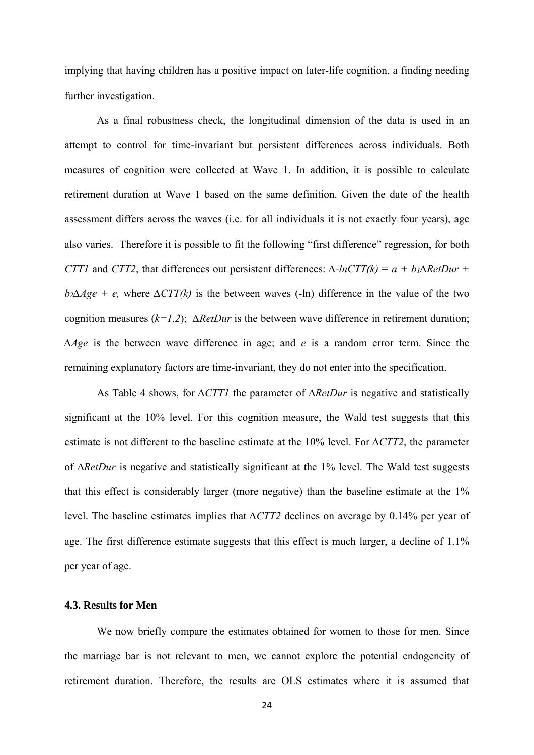implying that having children has a positive impact on later-life cognition, a finding needing further investigation.

As a final robustness check, the longitudinal dimension of the data is used in an attempt to control for time-invariant but persistent differences across individuals. Both measures of cognition were collected at Wave 1. In addition, it is possible to calculate retirement duration at Wave 1 based on the same definition. Given the date of the health assessment differs across the waves (i.e. for all individuals it is not exactly four years), age also varies. Therefore it is possible to fit the following "first difference" regression, for both *CTT1* and *CTT2*, that differences out persistent differences: $\Delta\text{-}lnCTT(k) = a + b_1\Delta RetDur + b_2\Delta Age + e,$ where $\Delta CTT(k)$ is the between waves (-ln) difference in the value of the two cognition measures ($k=1,2$); $\Delta RetDur$ is the between wave difference in retirement duration; $\Delta Age$ is the between wave difference in age; and $e$ is a random error term. Since the remaining explanatory factors are time-invariant, they do not enter into the specification.

As Table 4 shows, for $\Delta CTT1$ the parameter of $\Delta RetDur$ is negative and statistically significant at the 10% level. For this cognition measure, the Wald test suggests that this estimate is not different to the baseline estimate at the 10% level. For $\Delta CTT2$, the parameter of $\Delta RetDur$ is negative and statistically significant at the 1% level. The Wald test suggests that this effect is considerably larger (more negative) than the baseline estimate at the 1% level. The baseline estimates implies that $\Delta CTT2$ declines on average by 0.14% per year of age. The first difference estimate suggests that this effect is much larger, a decline of 1.1% per year of age.

### 4.3. Results for Men

We now briefly compare the estimates obtained for women to those for men. Since the marriage bar is not relevant to men, we cannot explore the potential endogeneity of retirement duration. Therefore, the results are OLS estimates where it is assumed that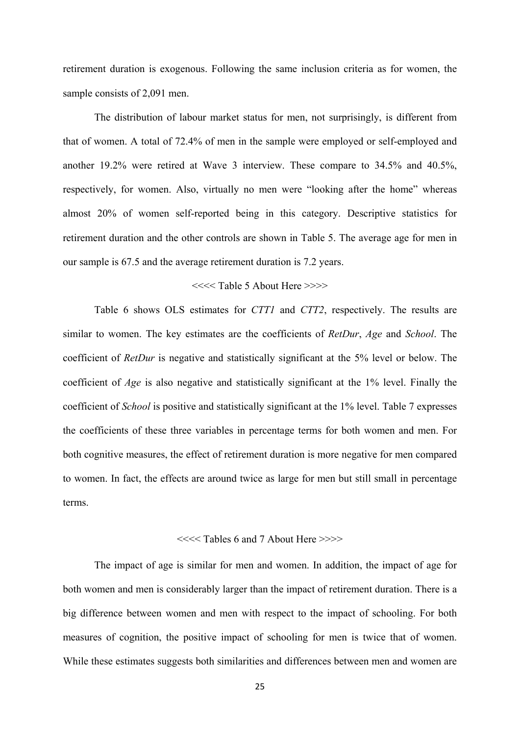retirement duration is exogenous. Following the same inclusion criteria as for women, the sample consists of 2,091 men.

The distribution of labour market status for men, not surprisingly, is different from that of women. A total of 72.4% of men in the sample were employed or self-employed and another 19.2% were retired at Wave 3 interview. These compare to 34.5% and 40.5%, respectively, for women. Also, virtually no men were "looking after the home" whereas almost 20% of women self-reported being in this category. Descriptive statistics for retirement duration and the other controls are shown in Table 5. The average age for men in our sample is 67.5 and the average retirement duration is 7.2 years.

<<<< Table 5 About Here >>>>

Table 6 shows OLS estimates for *CTT1* and *CTT2*, respectively. The results are similar to women. The key estimates are the coefficients of *RetDur*, *Age* and *School*. The coefficient of *RetDur* is negative and statistically significant at the 5% level or below. The coefficient of *Age* is also negative and statistically significant at the 1% level. Finally the coefficient of *School* is positive and statistically significant at the 1% level. Table 7 expresses the coefficients of these three variables in percentage terms for both women and men. For both cognitive measures, the effect of retirement duration is more negative for men compared to women. In fact, the effects are around twice as large for men but still small in percentage terms.

<<<< Tables 6 and 7 About Here >>>>

The impact of age is similar for men and women. In addition, the impact of age for both women and men is considerably larger than the impact of retirement duration. There is a big difference between women and men with respect to the impact of schooling. For both measures of cognition, the positive impact of schooling for men is twice that of women. While these estimates suggests both similarities and differences between men and women are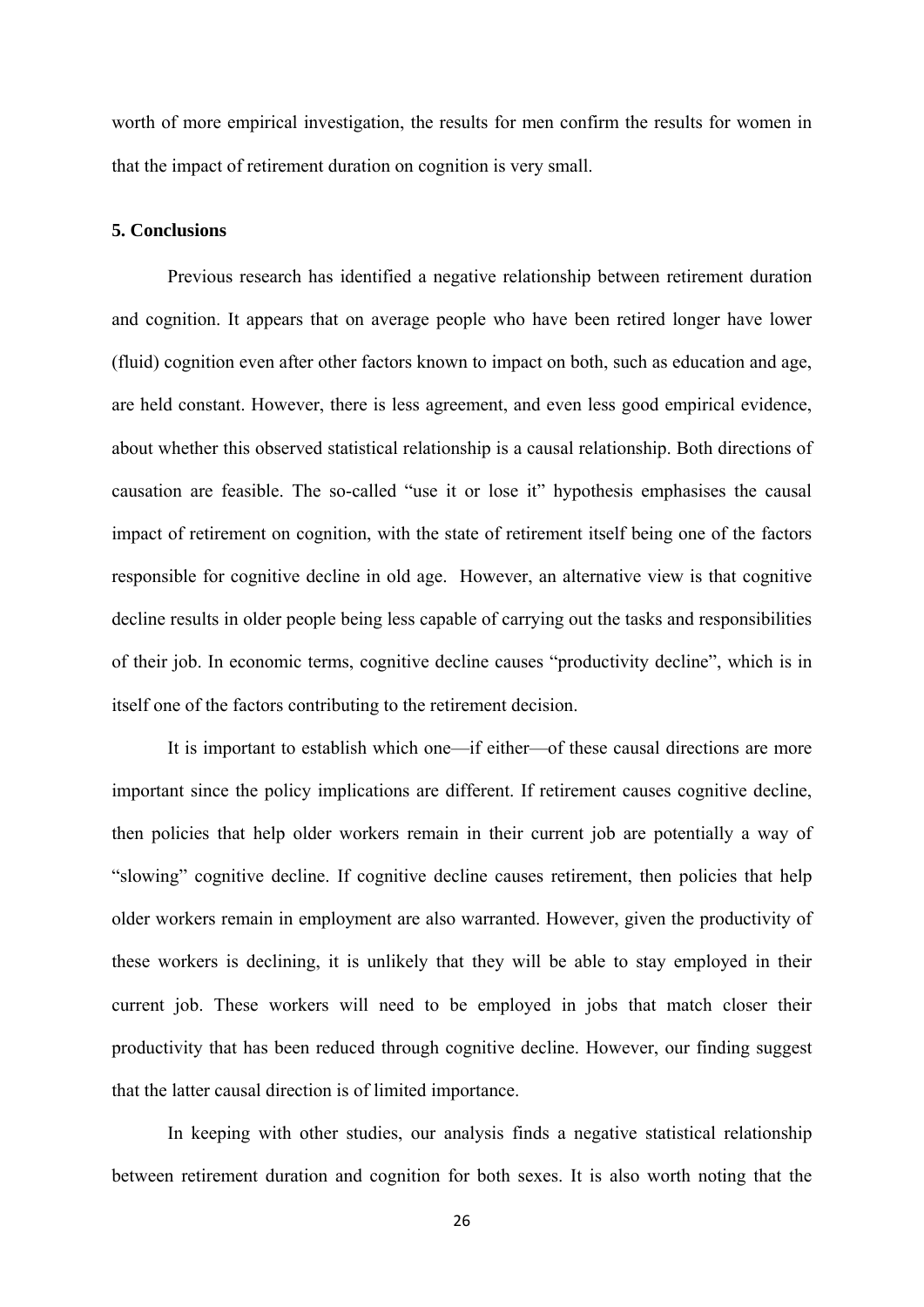worth of more empirical investigation, the results for men confirm the results for women in that the impact of retirement duration on cognition is very small.

## 5. Conclusions

Previous research has identified a negative relationship between retirement duration and cognition. It appears that on average people who have been retired longer have lower (fluid) cognition even after other factors known to impact on both, such as education and age, are held constant. However, there is less agreement, and even less good empirical evidence, about whether this observed statistical relationship is a causal relationship. Both directions of causation are feasible. The so-called "use it or lose it" hypothesis emphasises the causal impact of retirement on cognition, with the state of retirement itself being one of the factors responsible for cognitive decline in old age. However, an alternative view is that cognitive decline results in older people being less capable of carrying out the tasks and responsibilities of their job. In economic terms, cognitive decline causes "productivity decline", which is in itself one of the factors contributing to the retirement decision.

It is important to establish which one—if either—of these causal directions are more important since the policy implications are different. If retirement causes cognitive decline, then policies that help older workers remain in their current job are potentially a way of "slowing" cognitive decline. If cognitive decline causes retirement, then policies that help older workers remain in employment are also warranted. However, given the productivity of these workers is declining, it is unlikely that they will be able to stay employed in their current job. These workers will need to be employed in jobs that match closer their productivity that has been reduced through cognitive decline. However, our finding suggest that the latter causal direction is of limited importance.

In keeping with other studies, our analysis finds a negative statistical relationship between retirement duration and cognition for both sexes. It is also worth noting that the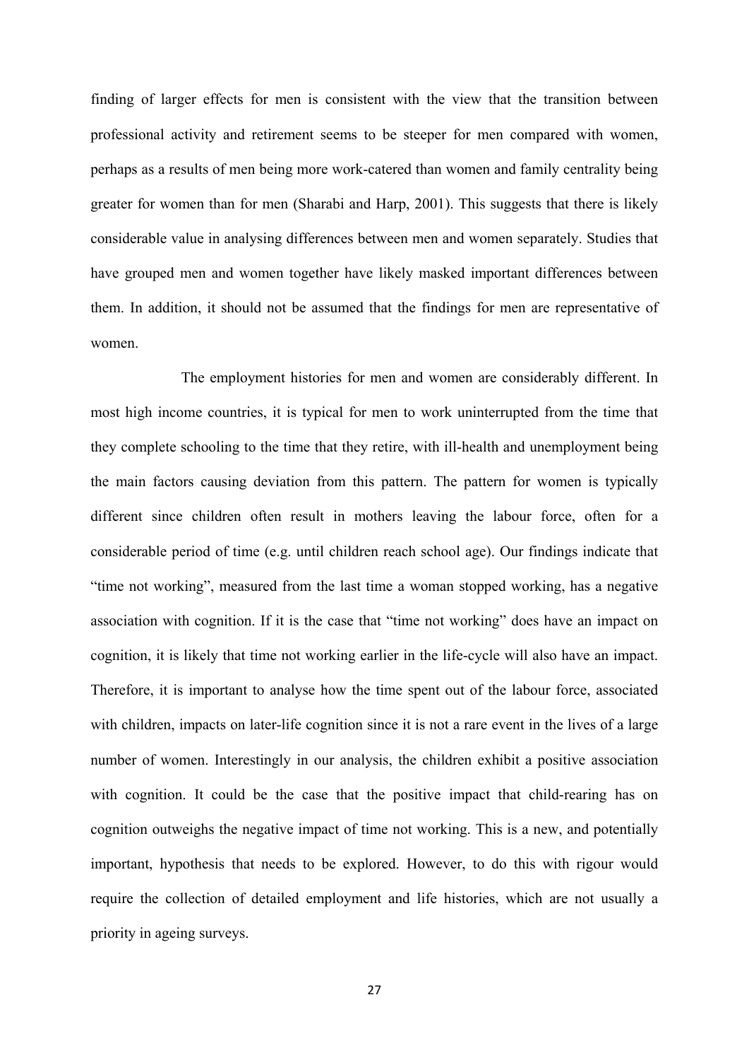finding of larger effects for men is consistent with the view that the transition between professional activity and retirement seems to be steeper for men compared with women, perhaps as a results of men being more work-catered than women and family centrality being greater for women than for men (Sharabi and Harp, 2001). This suggests that there is likely considerable value in analysing differences between men and women separately. Studies that have grouped men and women together have likely masked important differences between them. In addition, it should not be assumed that the findings for men are representative of women.

The employment histories for men and women are considerably different. In most high income countries, it is typical for men to work uninterrupted from the time that they complete schooling to the time that they retire, with ill-health and unemployment being the main factors causing deviation from this pattern. The pattern for women is typically different since children often result in mothers leaving the labour force, often for a considerable period of time (e.g. until children reach school age). Our findings indicate that "time not working", measured from the last time a woman stopped working, has a negative association with cognition. If it is the case that "time not working" does have an impact on cognition, it is likely that time not working earlier in the life-cycle will also have an impact. Therefore, it is important to analyse how the time spent out of the labour force, associated with children, impacts on later-life cognition since it is not a rare event in the lives of a large number of women. Interestingly in our analysis, the children exhibit a positive association with cognition. It could be the case that the positive impact that child-rearing has on cognition outweighs the negative impact of time not working. This is a new, and potentially important, hypothesis that needs to be explored. However, to do this with rigour would require the collection of detailed employment and life histories, which are not usually a priority in ageing surveys.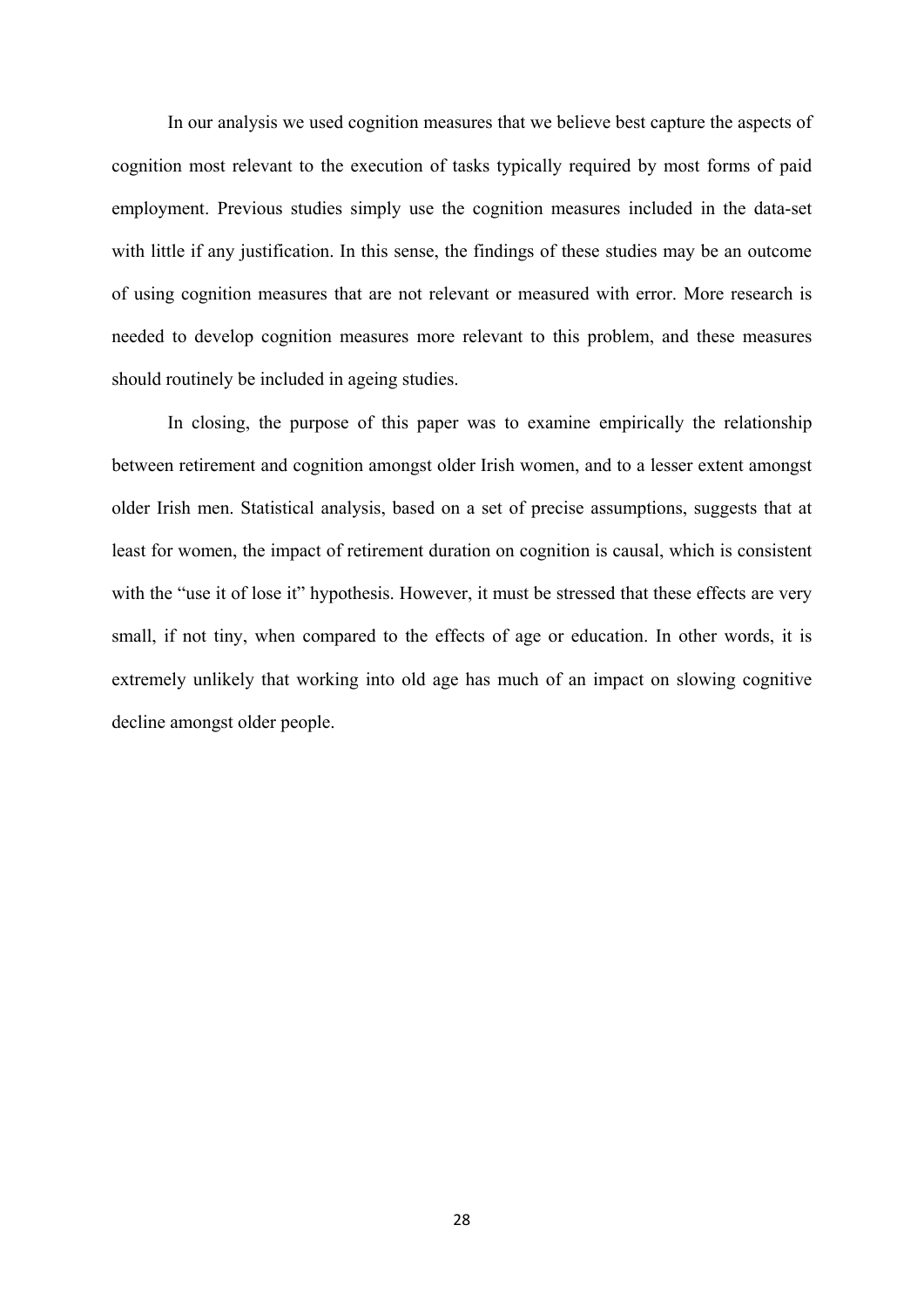In our analysis we used cognition measures that we believe best capture the aspects of cognition most relevant to the execution of tasks typically required by most forms of paid employment. Previous studies simply use the cognition measures included in the data-set with little if any justification. In this sense, the findings of these studies may be an outcome of using cognition measures that are not relevant or measured with error. More research is needed to develop cognition measures more relevant to this problem, and these measures should routinely be included in ageing studies.

In closing, the purpose of this paper was to examine empirically the relationship between retirement and cognition amongst older Irish women, and to a lesser extent amongst older Irish men. Statistical analysis, based on a set of precise assumptions, suggests that at least for women, the impact of retirement duration on cognition is causal, which is consistent with the "use it of lose it" hypothesis. However, it must be stressed that these effects are very small, if not tiny, when compared to the effects of age or education. In other words, it is extremely unlikely that working into old age has much of an impact on slowing cognitive decline amongst older people.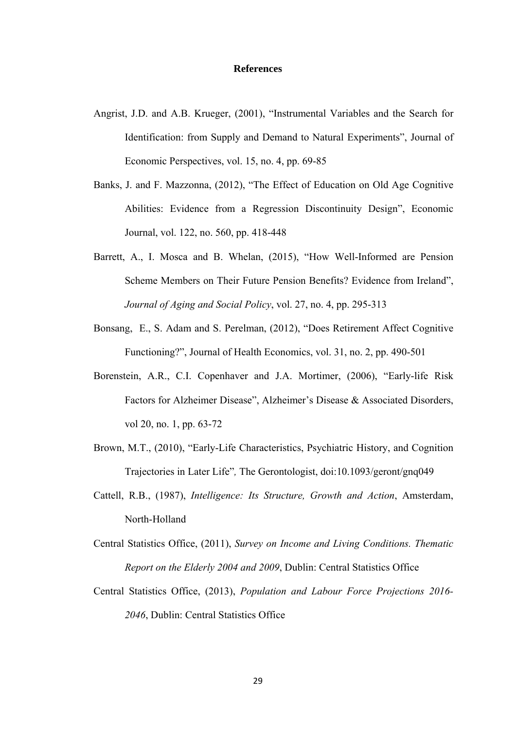# References

Angrist, J.D. and A.B. Krueger, (2001), "Instrumental Variables and the Search for Identification: from Supply and Demand to Natural Experiments", Journal of Economic Perspectives, vol. 15, no. 4, pp. 69-85

Banks, J. and F. Mazzonna, (2012), "The Effect of Education on Old Age Cognitive Abilities: Evidence from a Regression Discontinuity Design", Economic Journal, vol. 122, no. 560, pp. 418-448

Barrett, A., I. Mosca and B. Whelan, (2015), "How Well-Informed are Pension Scheme Members on Their Future Pension Benefits? Evidence from Ireland", *Journal of Aging and Social Policy*, vol. 27, no. 4, pp. 295-313

Bonsang, E., S. Adam and S. Perelman, (2012), "Does Retirement Affect Cognitive Functioning?", Journal of Health Economics, vol. 31, no. 2, pp. 490-501

Borenstein, A.R., C.I. Copenhaver and J.A. Mortimer, (2006), "Early-life Risk Factors for Alzheimer Disease", Alzheimer's Disease & Associated Disorders, vol 20, no. 1, pp. 63-72

Brown, M.T., (2010), "Early-Life Characteristics, Psychiatric History, and Cognition Trajectories in Later Life"*,* The Gerontologist, doi:10.1093/geront/gnq049

Cattell, R.B., (1987), *Intelligence: Its Structure, Growth and Action*, Amsterdam, North-Holland

Central Statistics Office, (2011), *Survey on Income and Living Conditions. Thematic Report on the Elderly 2004 and 2009*, Dublin: Central Statistics Office

Central Statistics Office, (2013), *Population and Labour Force Projections 2016-2046*, Dublin: Central Statistics Office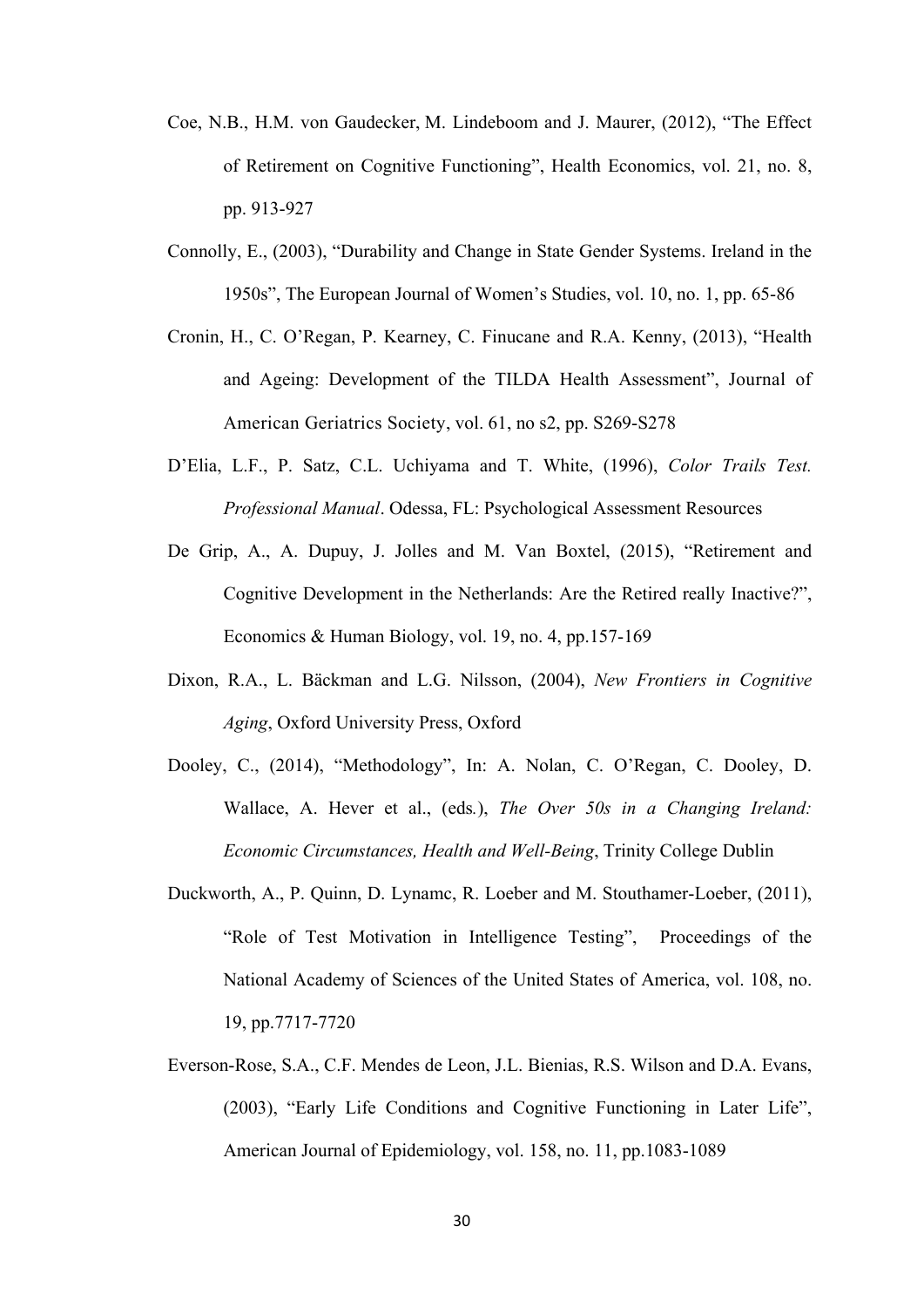Coe, N.B., H.M. von Gaudecker, M. Lindeboom and J. Maurer, (2012), "The Effect of Retirement on Cognitive Functioning", Health Economics, vol. 21, no. 8, pp. 913-927

Connolly, E., (2003), "Durability and Change in State Gender Systems. Ireland in the 1950s", The European Journal of Women's Studies, vol. 10, no. 1, pp. 65-86

Cronin, H., C. O'Regan, P. Kearney, C. Finucane and R.A. Kenny, (2013), "Health and Ageing: Development of the TILDA Health Assessment", Journal of American Geriatrics Society, vol. 61, no s2, pp. S269-S278

D'Elia, L.F., P. Satz, C.L. Uchiyama and T. White, (1996), *Color Trails Test. Professional Manual*. Odessa, FL: Psychological Assessment Resources

De Grip, A., A. Dupuy, J. Jolles and M. Van Boxtel, (2015), "Retirement and Cognitive Development in the Netherlands: Are the Retired really Inactive?", Economics & Human Biology, vol. 19, no. 4, pp.157-169

Dixon, R.A., L. Bäckman and L.G. Nilsson, (2004), *New Frontiers in Cognitive Aging*, Oxford University Press, Oxford

Dooley, C., (2014), "Methodology", In: A. Nolan, C. O'Regan, C. Dooley, D. Wallace, A. Hever et al., (eds.), *The Over 50s in a Changing Ireland: Economic Circumstances, Health and Well-Being*, Trinity College Dublin

Duckworth, A., P. Quinn, D. Lynamc, R. Loeber and M. Stouthamer-Loeber, (2011), "Role of Test Motivation in Intelligence Testing", Proceedings of the National Academy of Sciences of the United States of America, vol. 108, no. 19, pp.7717-7720

Everson-Rose, S.A., C.F. Mendes de Leon, J.L. Bienias, R.S. Wilson and D.A. Evans, (2003), "Early Life Conditions and Cognitive Functioning in Later Life", American Journal of Epidemiology, vol. 158, no. 11, pp.1083-1089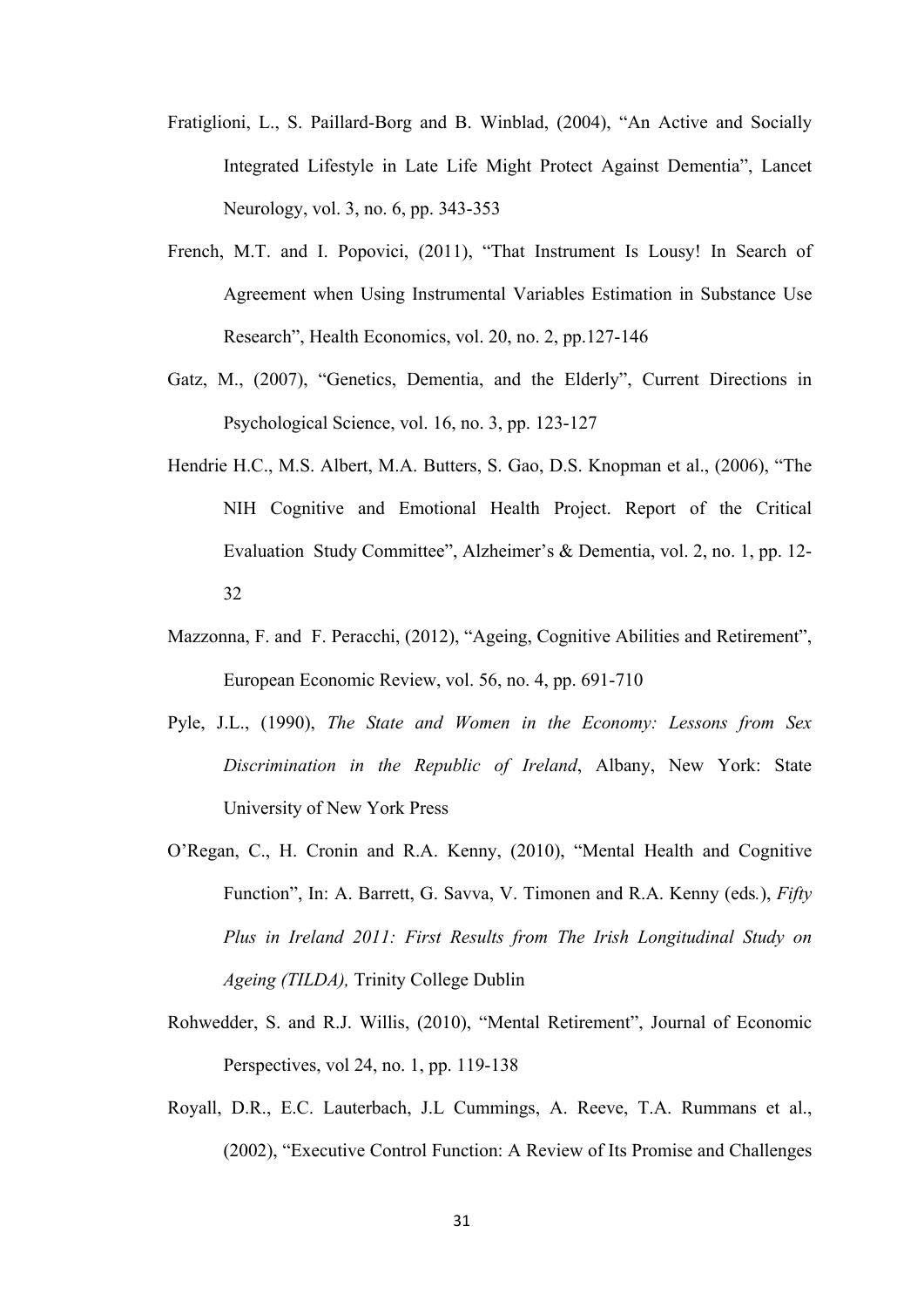Fratiglioni, L., S. Paillard-Borg and B. Winblad, (2004), "An Active and Socially Integrated Lifestyle in Late Life Might Protect Against Dementia", Lancet Neurology, vol. 3, no. 6, pp. 343-353

French, M.T. and I. Popovici, (2011), "That Instrument Is Lousy! In Search of Agreement when Using Instrumental Variables Estimation in Substance Use Research", Health Economics, vol. 20, no. 2, pp.127-146

Gatz, M., (2007), "Genetics, Dementia, and the Elderly", Current Directions in Psychological Science, vol. 16, no. 3, pp. 123-127

Hendrie H.C., M.S. Albert, M.A. Butters, S. Gao, D.S. Knopman et al., (2006), "The NIH Cognitive and Emotional Health Project. Report of the Critical Evaluation Study Committee", Alzheimer's & Dementia, vol. 2, no. 1, pp. 12-32

Mazzonna, F. and F. Peracchi, (2012), "Ageing, Cognitive Abilities and Retirement", European Economic Review, vol. 56, no. 4, pp. 691-710

Pyle, J.L., (1990), *The State and Women in the Economy: Lessons from Sex Discrimination in the Republic of Ireland*, Albany, New York: State University of New York Press

O'Regan, C., H. Cronin and R.A. Kenny, (2010), "Mental Health and Cognitive Function", In: A. Barrett, G. Savva, V. Timonen and R.A. Kenny (eds.), *Fifty Plus in Ireland 2011: First Results from The Irish Longitudinal Study on Ageing (TILDA),* Trinity College Dublin

Rohwedder, S. and R.J. Willis, (2010), "Mental Retirement", Journal of Economic Perspectives, vol 24, no. 1, pp. 119-138

Royall, D.R., E.C. Lauterbach, J.L Cummings, A. Reeve, T.A. Rummans et al., (2002), "Executive Control Function: A Review of Its Promise and Challenges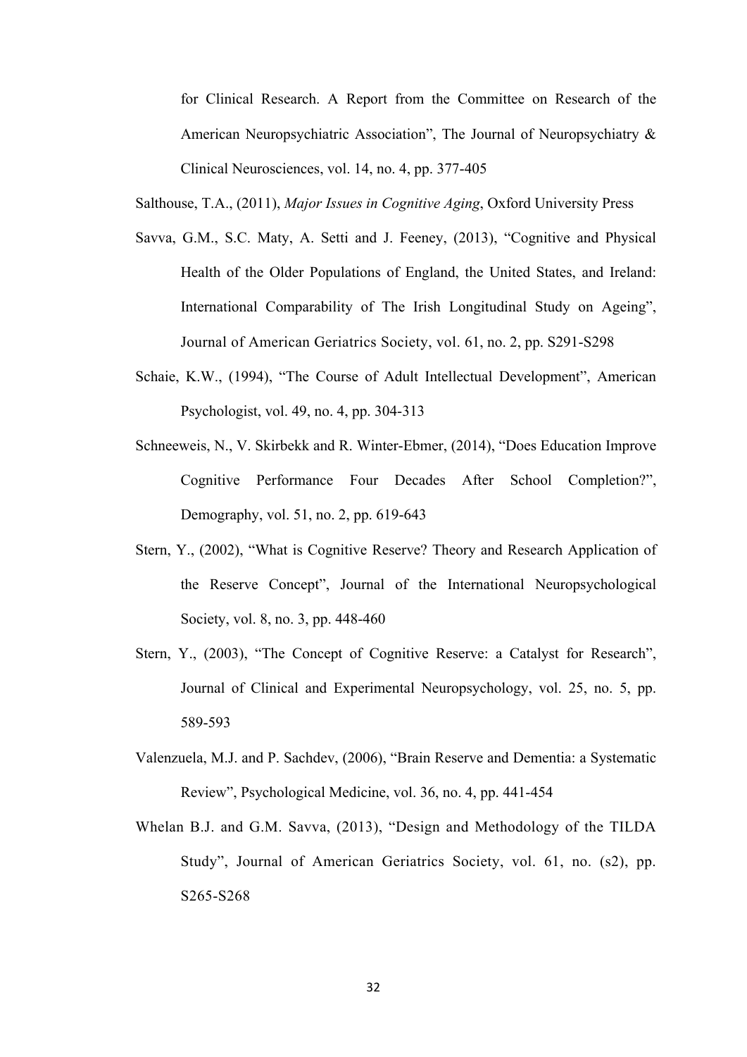for Clinical Research. A Report from the Committee on Research of the American Neuropsychiatric Association", The Journal of Neuropsychiatry & Clinical Neurosciences, vol. 14, no. 4, pp. 377-405

Salthouse, T.A., (2011), *Major Issues in Cognitive Aging*, Oxford University Press

Savva, G.M., S.C. Maty, A. Setti and J. Feeney, (2013), "Cognitive and Physical Health of the Older Populations of England, the United States, and Ireland: International Comparability of The Irish Longitudinal Study on Ageing", Journal of American Geriatrics Society, vol. 61, no. 2, pp. S291-S298

Schaie, K.W., (1994), "The Course of Adult Intellectual Development", American Psychologist, vol. 49, no. 4, pp. 304-313

Schneeweis, N., V. Skirbekk and R. Winter-Ebmer, (2014), "Does Education Improve Cognitive Performance Four Decades After School Completion?", Demography, vol. 51, no. 2, pp. 619-643

Stern, Y., (2002), "What is Cognitive Reserve? Theory and Research Application of the Reserve Concept", Journal of the International Neuropsychological Society, vol. 8, no. 3, pp. 448-460

Stern, Y., (2003), "The Concept of Cognitive Reserve: a Catalyst for Research", Journal of Clinical and Experimental Neuropsychology, vol. 25, no. 5, pp. 589-593

Valenzuela, M.J. and P. Sachdev, (2006), "Brain Reserve and Dementia: a Systematic Review", Psychological Medicine, vol. 36, no. 4, pp. 441-454

Whelan B.J. and G.M. Savva, (2013), "Design and Methodology of the TILDA Study", Journal of American Geriatrics Society, vol. 61, no. (s2), pp. S265-S268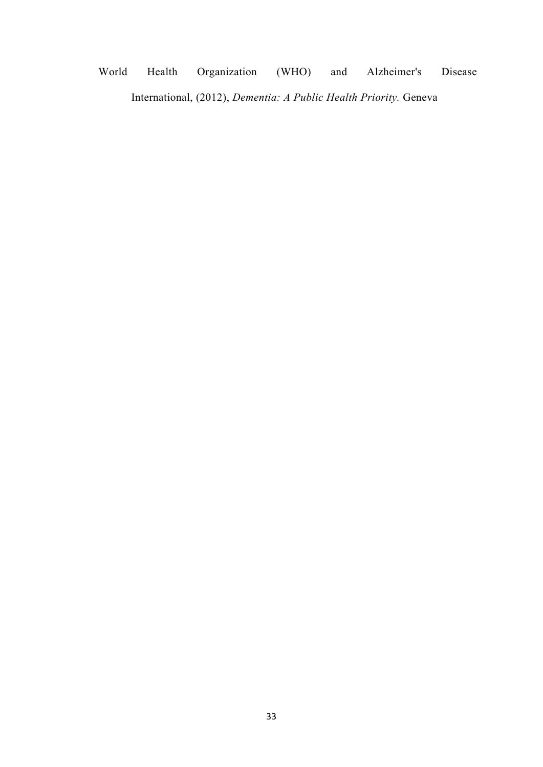World Health Organization (WHO) and Alzheimer's Disease International, (2012), *Dementia: A Public Health Priority.* Geneva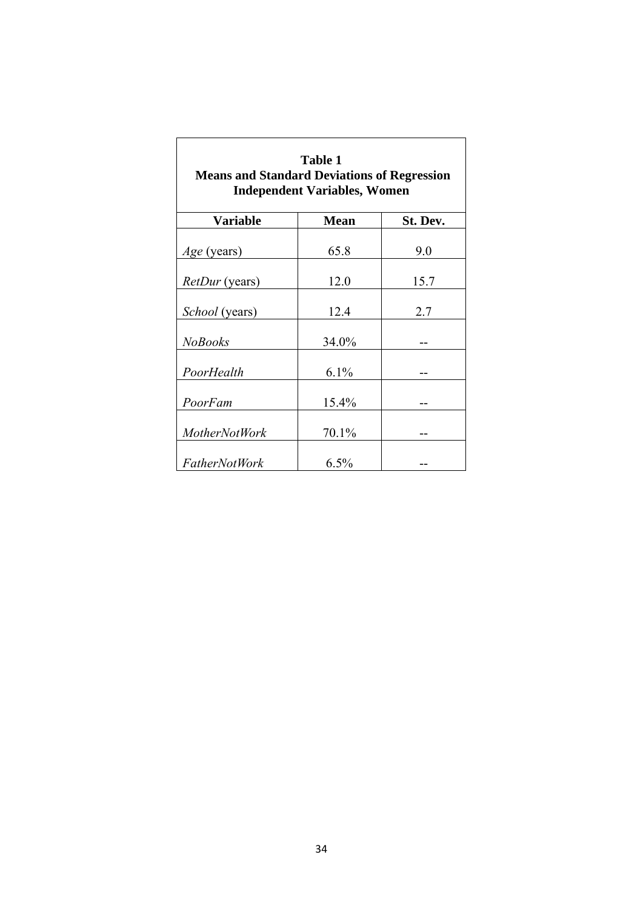**Table 1**
**Means and Standard Deviations of Regression Independent Variables, Women**

| Variable | Mean | St. Dev. |
|---|---|---|
| *Age* (years) | 65.8 | 9.0 |
| *RetDur* (years) | 12.0 | 15.7 |
| *School* (years) | 12.4 | 2.7 |
| *NoBooks* | 34.0% | -- |
| *PoorHealth* | 6.1% | -- |
| *PoorFam* | 15.4% | -- |
| *MotherNotWork* | 70.1% | -- |
| *FatherNotWork* | 6.5% | -- |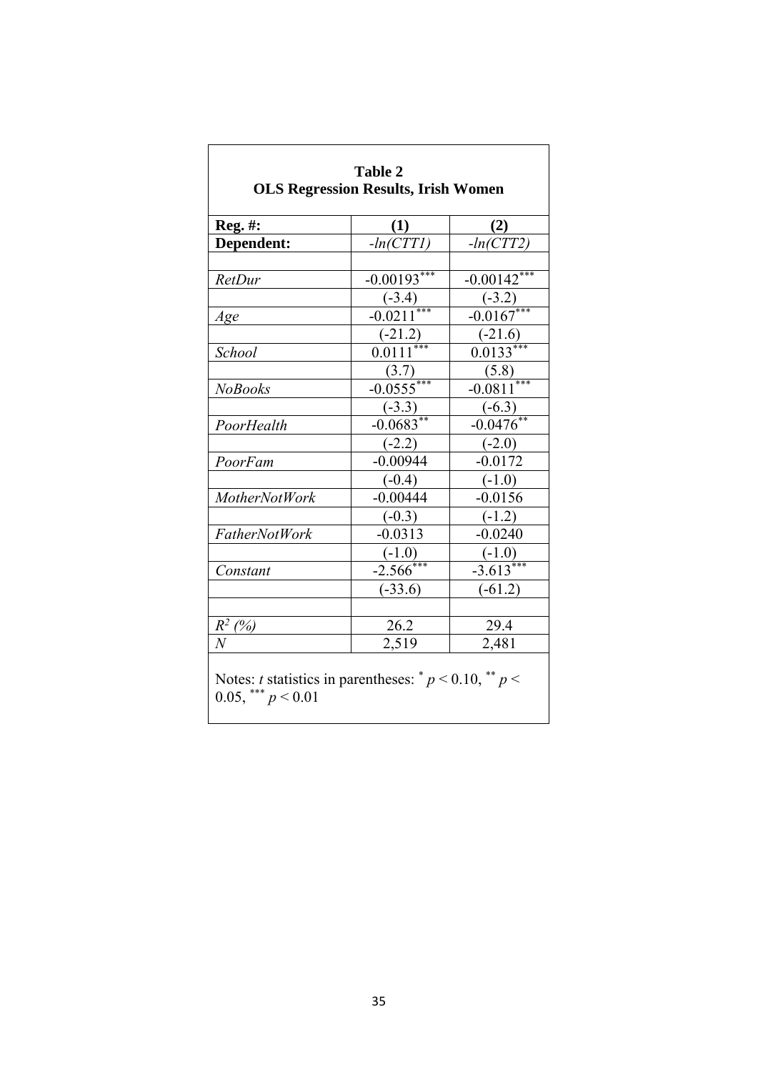**Table 2**
**OLS Regression Results, Irish Women**

| **Reg. #:** | **(1)** | **(2)** |
|---|---|---|
| **Dependent:** | *-ln(CTT1)* | *-ln(CTT2)* |
| | | |
| *RetDur* | -0.00193*** | -0.00142*** |
| | (-3.4) | (-3.2) |
| *Age* | -0.0211*** | -0.0167*** |
| | (-21.2) | (-21.6) |
| *School* | 0.0111*** | 0.0133*** |
| | (3.7) | (5.8) |
| *NoBooks* | -0.0555*** | -0.0811*** |
| | (-3.3) | (-6.3) |
| *PoorHealth* | -0.0683** | -0.0476** |
| | (-2.2) | (-2.0) |
| *PoorFam* | -0.00944 | -0.0172 |
| | (-0.4) | (-1.0) |
| *MotherNotWork* | -0.00444 | -0.0156 |
| | (-0.3) | (-1.2) |
| *FatherNotWork* | -0.0313 | -0.0240 |
| | (-1.0) | (-1.0) |
| *Constant* | -2.566*** | -3.613*** |
| | (-33.6) | (-61.2) |
| | | |
| $R^2$ *(%)* | 26.2 | 29.4 |
| *N* | 2,519 | 2,481 |

Notes: *t* statistics in parentheses: * $p < 0.10$, ** $p < 0.05$, *** $p < 0.01$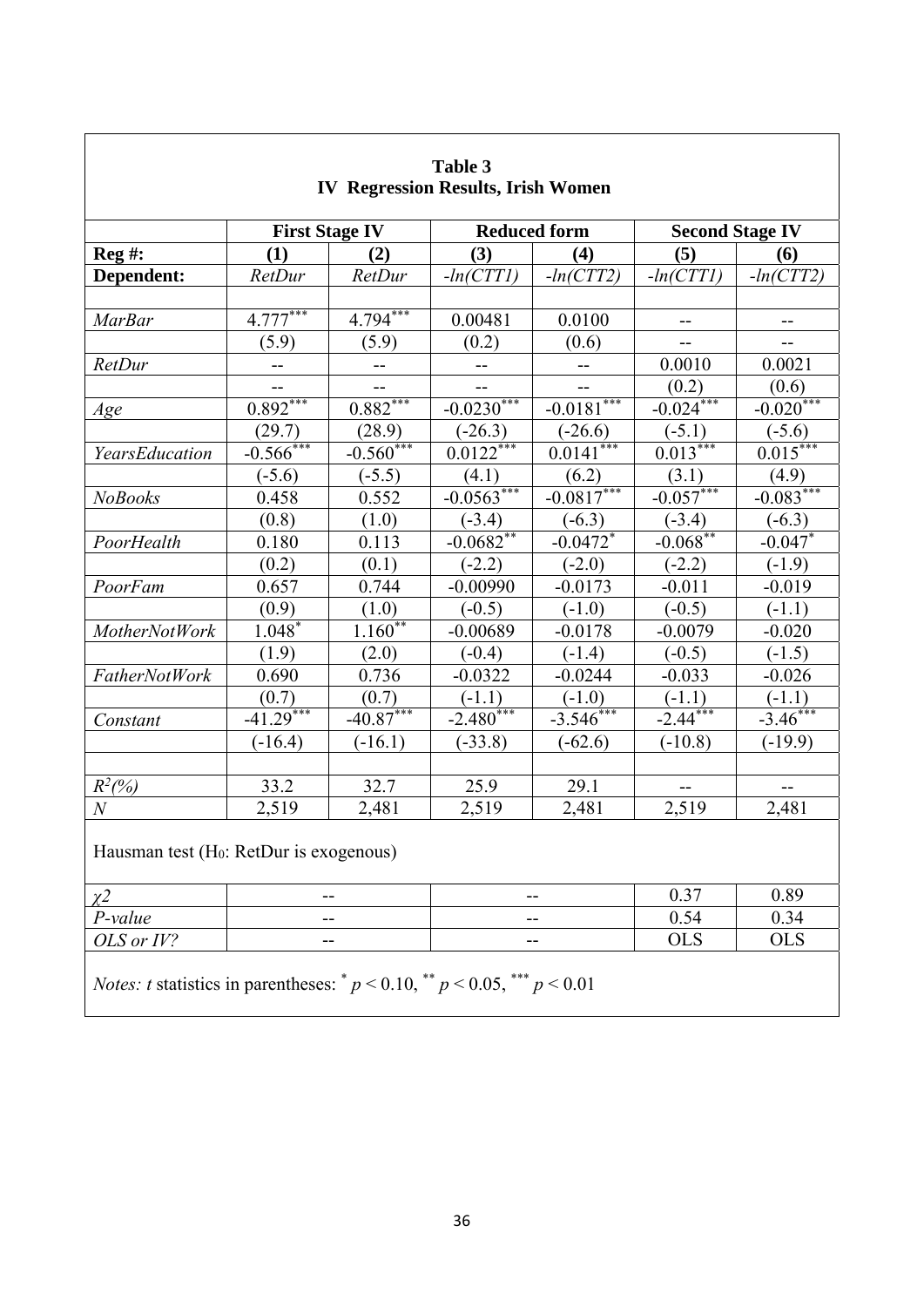**Table 3**
**IV Regression Results, Irish Women**

| | First Stage IV | | Reduced form | | Second Stage IV | |
|---|---|---|---|---|---|---|
| **Reg #:** | **(1)** | **(2)** | **(3)** | **(4)** | **(5)** | **(6)** |
| **Dependent:** | *RetDur* | *RetDur* | *-ln(CTT1)* | *-ln(CTT2)* | *-ln(CTT1)* | *-ln(CTT2)* |
| *MarBar* | $4.777^{***}$ | $4.794^{***}$ | 0.00481 | 0.0100 | -- | -- |
| | (5.9) | (5.9) | (0.2) | (0.6) | -- | -- |
| *RetDur* | -- | -- | -- | -- | 0.0010 | 0.0021 |
| | -- | -- | -- | -- | (0.2) | (0.6) |
| *Age* | $0.892^{***}$ | $0.882^{***}$ | $-0.0230^{***}$ | $-0.0181^{***}$ | $-0.024^{***}$ | $-0.020^{***}$ |
| | (29.7) | (28.9) | (-26.3) | (-26.6) | (-5.1) | (-5.6) |
| *YearsEducation* | $-0.566^{***}$ | $-0.560^{***}$ | $0.0122^{***}$ | $0.0141^{***}$ | $0.013^{***}$ | $0.015^{***}$ |
| | (-5.6) | (-5.5) | (4.1) | (6.2) | (3.1) | (4.9) |
| *NoBooks* | 0.458 | 0.552 | $-0.0563^{***}$ | $-0.0817^{***}$ | $-0.057^{***}$ | $-0.083^{***}$ |
| | (0.8) | (1.0) | (-3.4) | (-6.3) | (-3.4) | (-6.3) |
| *PoorHealth* | 0.180 | 0.113 | $-0.0682^{**}$ | $-0.0472^{*}$ | $-0.068^{**}$ | $-0.047^{*}$ |
| | (0.2) | (0.1) | (-2.2) | (-2.0) | (-2.2) | (-1.9) |
| *PoorFam* | 0.657 | 0.744 | -0.00990 | -0.0173 | -0.011 | -0.019 |
| | (0.9) | (1.0) | (-0.5) | (-1.0) | (-0.5) | (-1.1) |
| *MotherNotWork* | $1.048^{*}$ | $1.160^{**}$ | -0.00689 | -0.0178 | -0.0079 | -0.020 |
| | (1.9) | (2.0) | (-0.4) | (-1.4) | (-0.5) | (-1.5) |
| *FatherNotWork* | 0.690 | 0.736 | -0.0322 | -0.0244 | -0.033 | -0.026 |
| | (0.7) | (0.7) | (-1.1) | (-1.0) | (-1.1) | (-1.1) |
| *Constant* | $-41.29^{***}$ | $-40.87^{***}$ | $-2.480^{***}$ | $-3.546^{***}$ | $-2.44^{***}$ | $-3.46^{***}$ |
| | (-16.4) | (-16.1) | (-33.8) | (-62.6) | (-10.8) | (-19.9) |
| $R^2(\%)$ | 33.2 | 32.7 | 25.9 | 29.1 | -- | -- |
| *N* | 2,519 | 2,481 | 2,519 | 2,481 | 2,519 | 2,481 |
| Hausman test ($H_0$: RetDur is exogenous) | | | | | | |
| $\chi 2$ | -- | | -- | | 0.37 | 0.89 |
| *P-value* | -- | | -- | | 0.54 | 0.34 |
| *OLS or IV?* | -- | | -- | | OLS | OLS |

*Notes: t* statistics in parentheses: $^{*}$ $p < 0.10$, $^{**}$ $p < 0.05$, $^{***}$ $p < 0.01$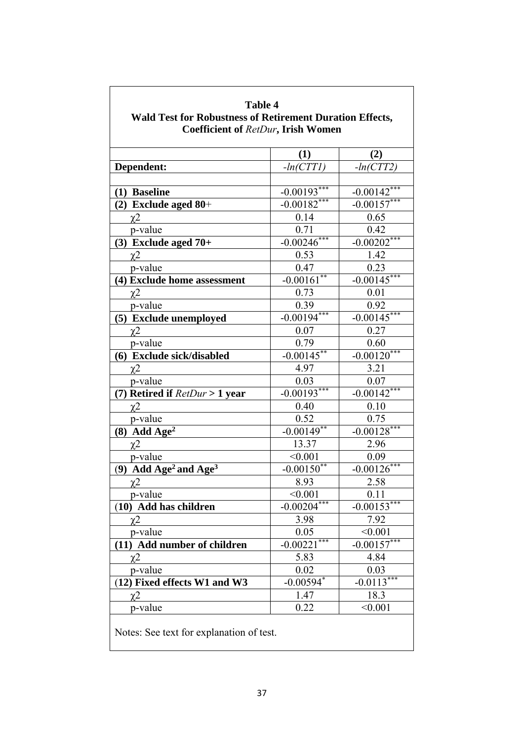**Table 4**
**Wald Test for Robustness of Retirement Duration Effects, Coefficient of *RetDur*, Irish Women**

| | (1) | (2) |
|---|---|---|
| **Dependent:** | *-ln(CTT1)* | *-ln(CTT2)* |
| | | |
| **(1) Baseline** | -0.00193*** | -0.00142*** |
| **(2) Exclude aged 80+** | -0.00182*** | -0.00157*** |
| $\chi 2$ | 0.14 | 0.65 |
| p-value | 0.71 | 0.42 |
| **(3) Exclude aged 70+** | -0.00246*** | -0.00202*** |
| $\chi 2$ | 0.53 | 1.42 |
| p-value | 0.47 | 0.23 |
| **(4) Exclude home assessment** | -0.00161** | -0.00145*** |
| $\chi 2$ | 0.73 | 0.01 |
| p-value | 0.39 | 0.92 |
| **(5) Exclude unemployed** | -0.00194*** | -0.00145*** |
| $\chi 2$ | 0.07 | 0.27 |
| p-value | 0.79 | 0.60 |
| **(6) Exclude sick/disabled** | -0.00145** | -0.00120*** |
| $\chi 2$ | 4.97 | 3.21 |
| p-value | 0.03 | 0.07 |
| **(7) Retired if *RetDur* > 1 year** | -0.00193*** | -0.00142*** |
| $\chi 2$ | 0.40 | 0.10 |
| p-value | 0.52 | 0.75 |
| **(8) Add Age$^2$** | -0.00149** | -0.00128*** |
| $\chi 2$ | 13.37 | 2.96 |
| p-value | <0.001 | 0.09 |
| **(9) Add Age$^2$ and Age$^3$** | -0.00150** | -0.00126*** |
| $\chi 2$ | 8.93 | 2.58 |
| p-value | <0.001 | 0.11 |
| **(10) Add has children** | -0.00204*** | -0.00153*** |
| $\chi 2$ | 3.98 | 7.92 |
| p-value | 0.05 | <0.001 |
| **(11) Add number of children** | -0.00221*** | -0.00157*** |
| $\chi 2$ | 5.83 | 4.84 |
| p-value | 0.02 | 0.03 |
| **(12) Fixed effects W1 and W3** | -0.00594* | -0.0113*** |
| $\chi 2$ | 1.47 | 18.3 |
| p-value | 0.22 | <0.001 |

Notes: See text for explanation of test.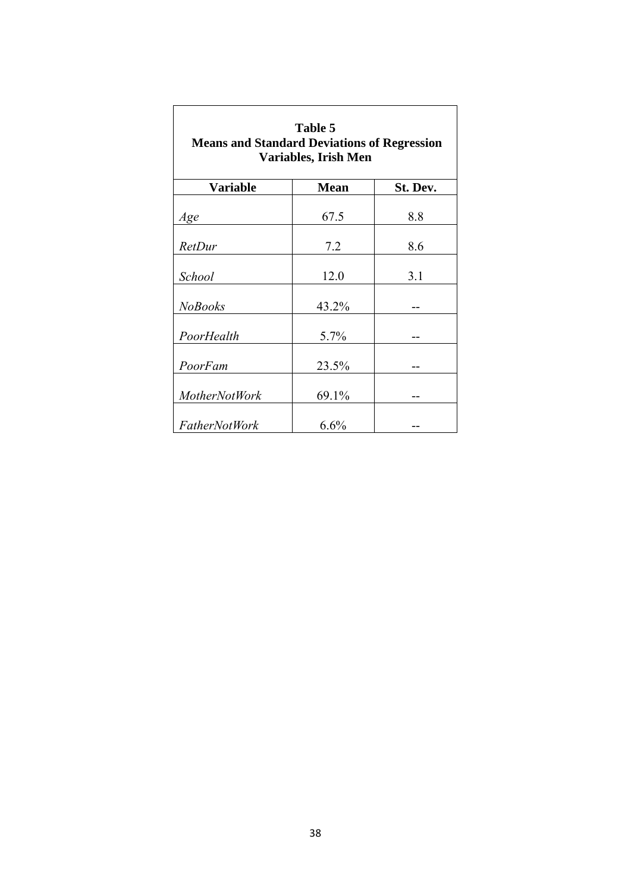**Table 5**
**Means and Standard Deviations of Regression Variables, Irish Men**

| Variable | Mean | St. Dev. |
|---|---|---|
| *Age* | 67.5 | 8.8 |
| *RetDur* | 7.2 | 8.6 |
| *School* | 12.0 | 3.1 |
| *NoBooks* | 43.2% | -- |
| *PoorHealth* | 5.7% | -- |
| *PoorFam* | 23.5% | -- |
| *MotherNotWork* | 69.1% | -- |
| *FatherNotWork* | 6.6% | -- |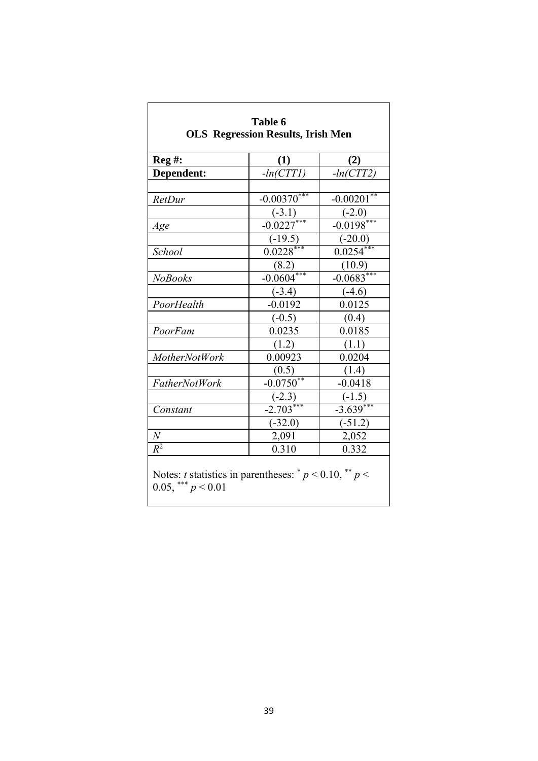**Table 6**
**OLS Regression Results, Irish Men**

| **Reg #:** | **(1)** | **(2)** |
|---|---|---|
| **Dependent:** | *-ln(CTT1)* | *-ln(CTT2)* |
| | | |
| *RetDur* | $-0.00370^{***}$ | $-0.00201^{**}$ |
| | (-3.1) | (-2.0) |
| *Age* | $-0.0227^{***}$ | $-0.0198^{***}$ |
| | (-19.5) | (-20.0) |
| *School* | $0.0228^{***}$ | $0.0254^{***}$ |
| | (8.2) | (10.9) |
| *NoBooks* | $-0.0604^{***}$ | $-0.0683^{***}$ |
| | (-3.4) | (-4.6) |
| *PoorHealth* | -0.0192 | 0.0125 |
| | (-0.5) | (0.4) |
| *PoorFam* | 0.0235 | 0.0185 |
| | (1.2) | (1.1) |
| *MotherNotWork* | 0.00923 | 0.0204 |
| | (0.5) | (1.4) |
| *FatherNotWork* | $-0.0750^{**}$ | -0.0418 |
| | (-2.3) | (-1.5) |
| *Constant* | $-2.703^{***}$ | $-3.639^{***}$ |
| | (-32.0) | (-51.2) |
| *N* | 2,091 | 2,052 |
| $R^2$ | 0.310 | 0.332 |

Notes: *t* statistics in parentheses: $^{*}$ $p < 0.10$, $^{**}$ $p < 0.05$, $^{***}$ $p < 0.01$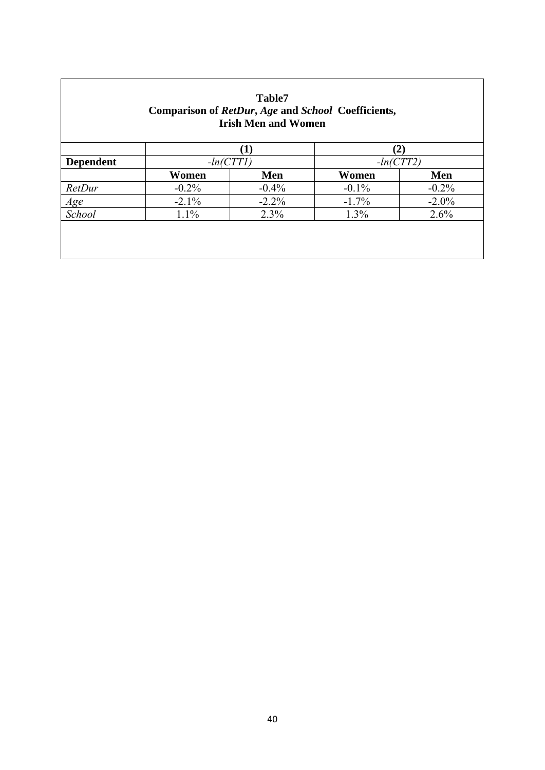**Table7**
**Comparison of *RetDur*, *Age* and *School* Coefficients, Irish Men and Women**

| | (1) | | (2) | |
|---|---|---|---|---|
| **Dependent** | *-ln(CTT1)* | | *-ln(CTT2)* | |
| | **Women** | **Men** | **Women** | **Men** |
| *RetDur* | -0.2% | -0.4% | -0.1% | -0.2% |
| *Age* | -2.1% | -2.2% | -1.7% | -2.0% |
| *School* | 1.1% | 2.3% | 1.3% | 2.6% |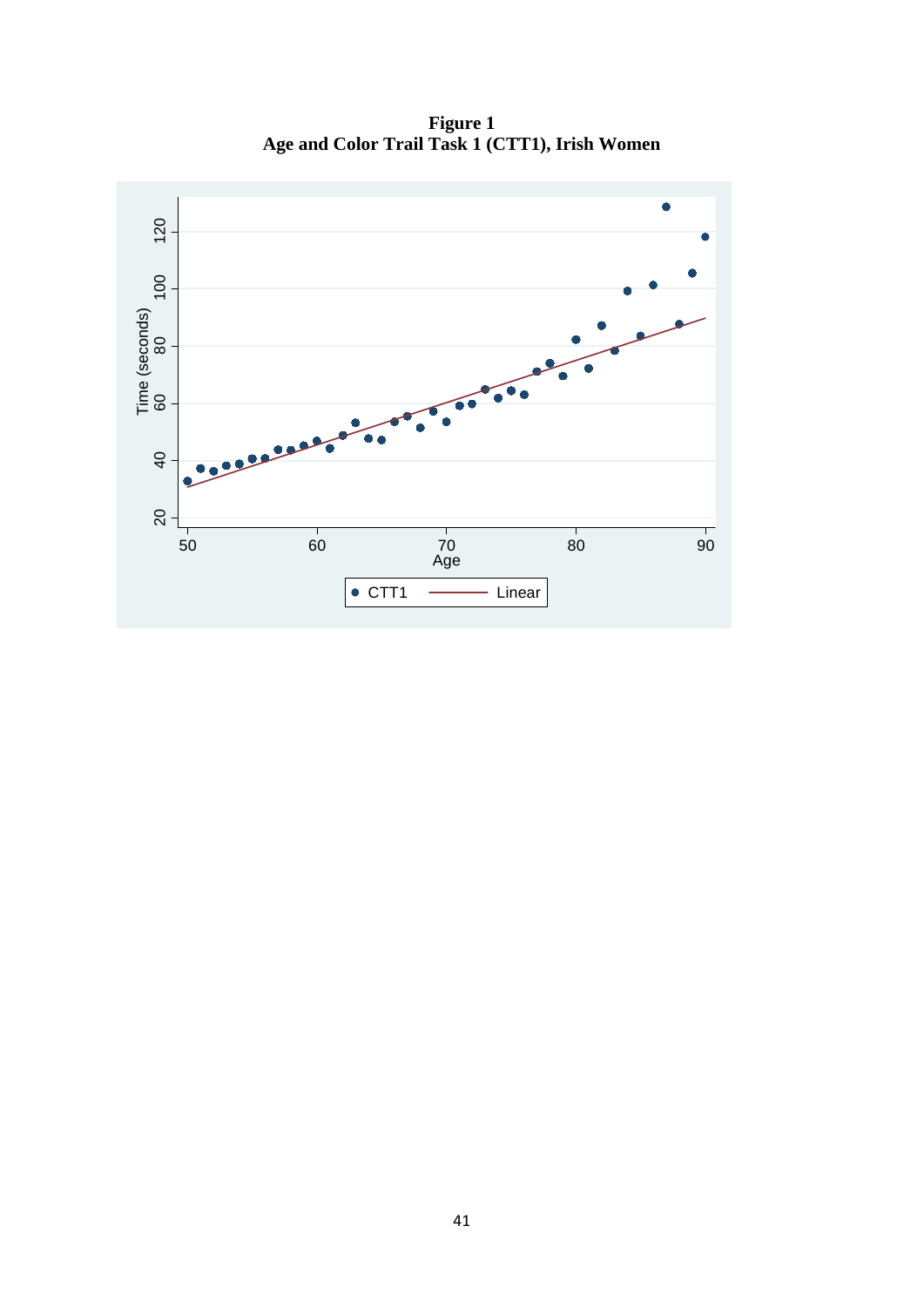**Figure 1**
**Age and Color Trail Task 1 (CTT1), Irish Women**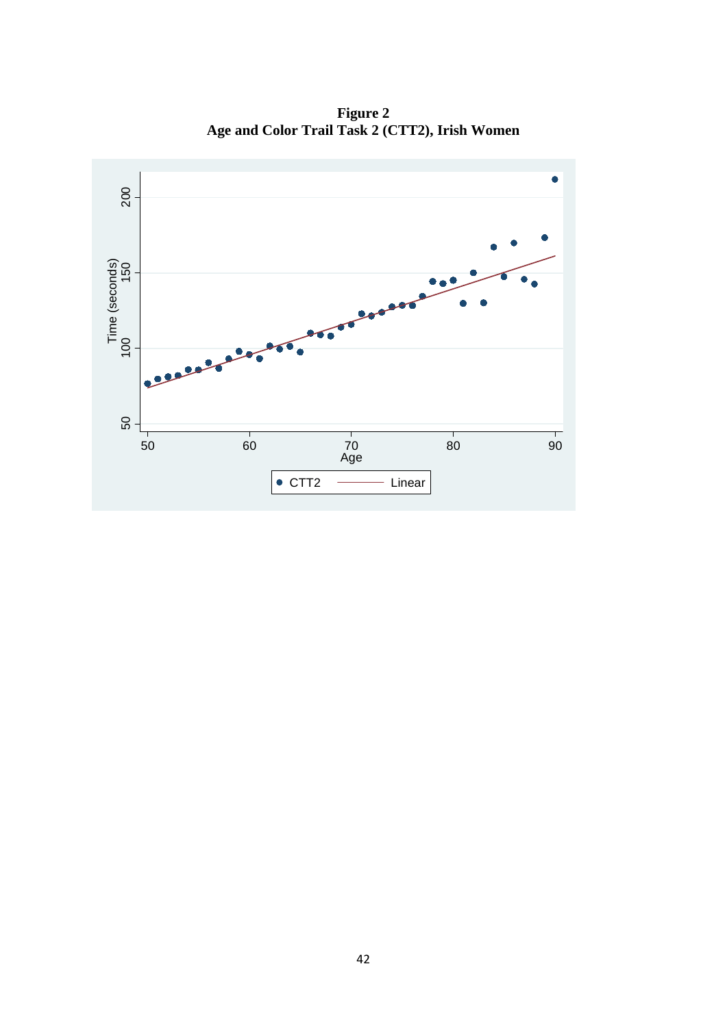**Figure 2**
**Age and Color Trail Task 2 (CTT2), Irish Women**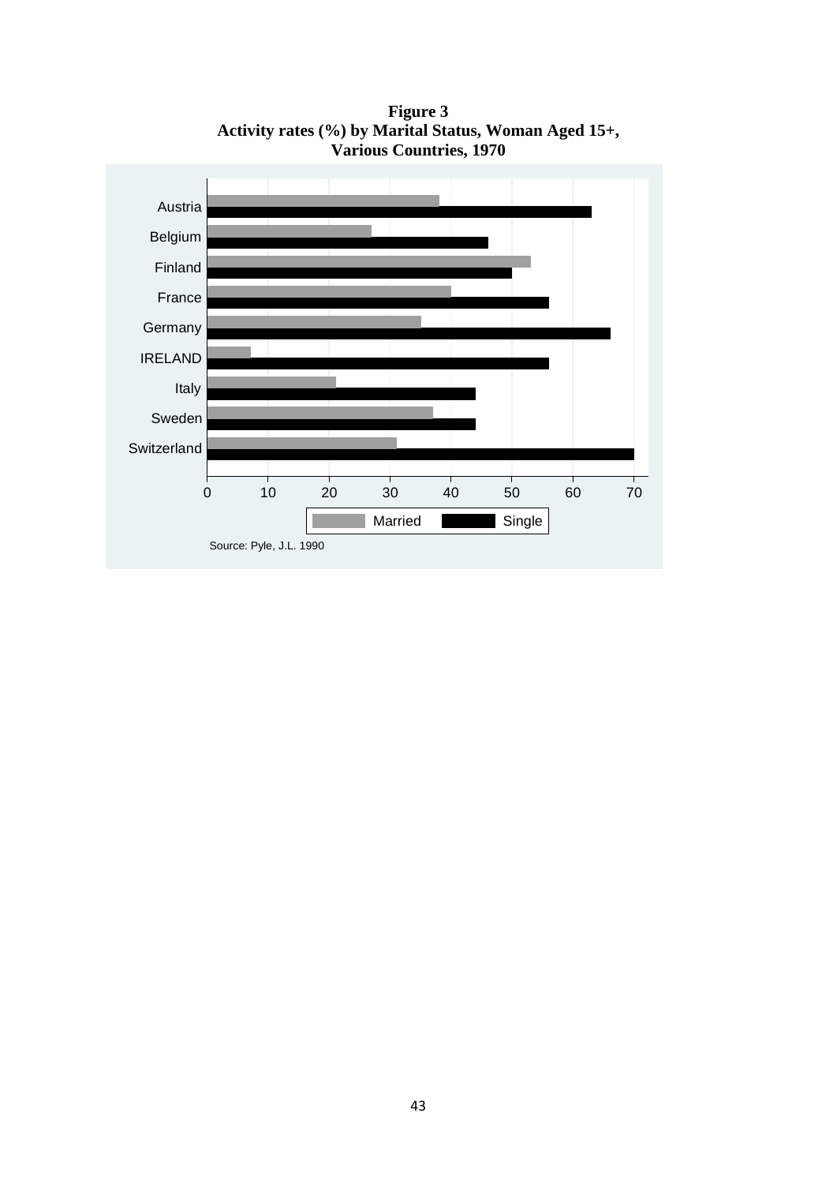**Figure 3**
**Activity rates (%) by Marital Status, Woman Aged 15+, Various Countries, 1970**

Source: Pyle, J.L. 1990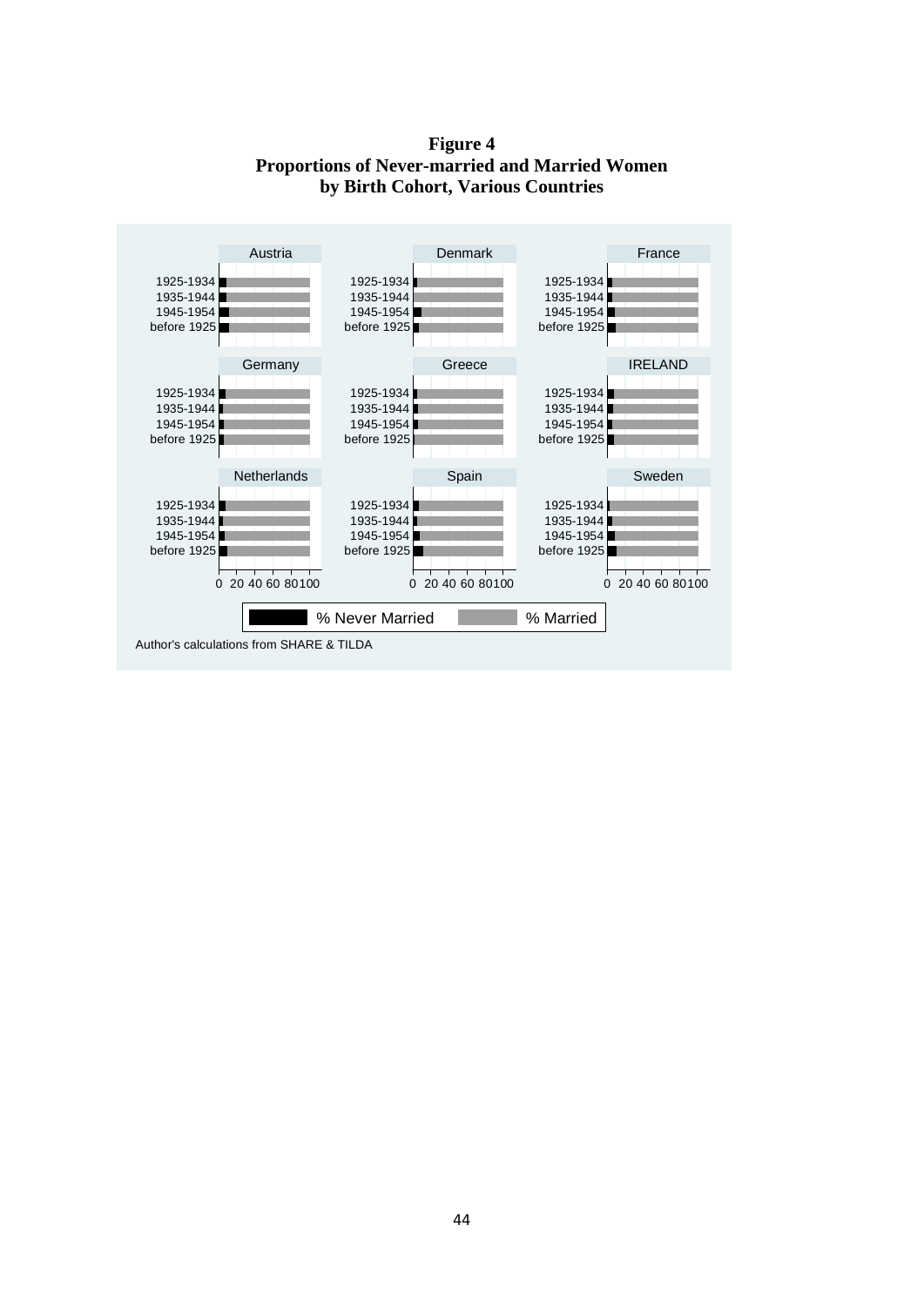**Figure 4**
**Proportions of Never-married and Married Women by Birth Cohort, Various Countries**

Austria

1925-1934
1935-1944
1945-1954
before 1925

Denmark

1925-1934
1935-1944
1945-1954
before 1925

France

1925-1934
1935-1944
1945-1954
before 1925

Germany

1925-1934
1935-1944
1945-1954
before 1925

Greece

1925-1934
1935-1944
1945-1954
before 1925

IRELAND

1925-1934
1935-1944
1945-1954
before 1925

Netherlands

1925-1934
1935-1944
1945-1954
before 1925

Spain

1925-1934
1935-1944
1945-1954
before 1925

Sweden

1925-1934
1935-1944
1945-1954
before 1925

0 20 40 60 80 100

% Never Married    % Married

Author's calculations from SHARE & TILDA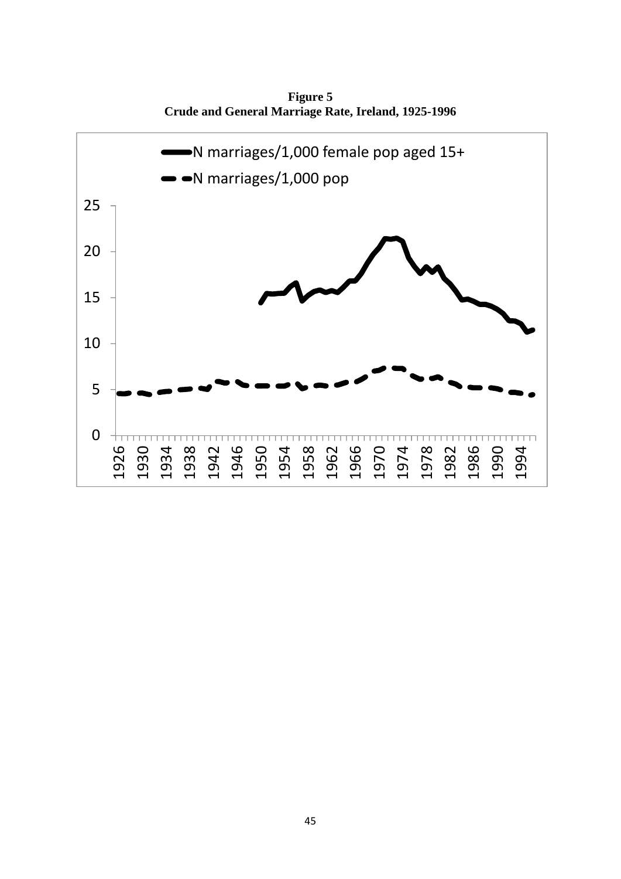**Figure 5**
**Crude and General Marriage Rate, Ireland, 1925-1996**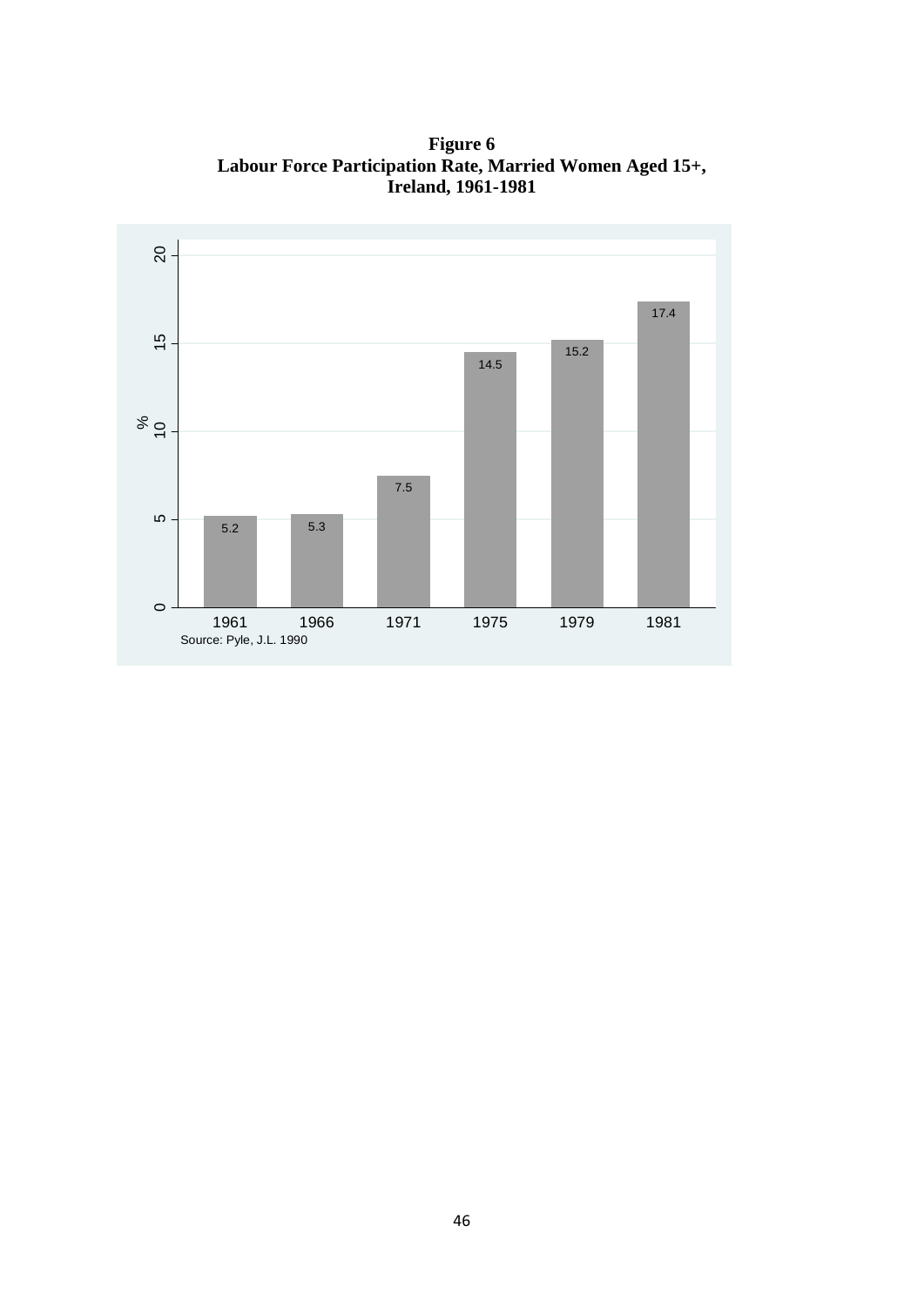**Figure 6**
**Labour Force Participation Rate, Married Women Aged 15+, Ireland, 1961-1981**

20
15
%
10
5
0

17.4
15.2
14.5
7.5
5.3
5.2

1961 1966 1971 1975 1979 1981

Source: Pyle, J.L. 1990